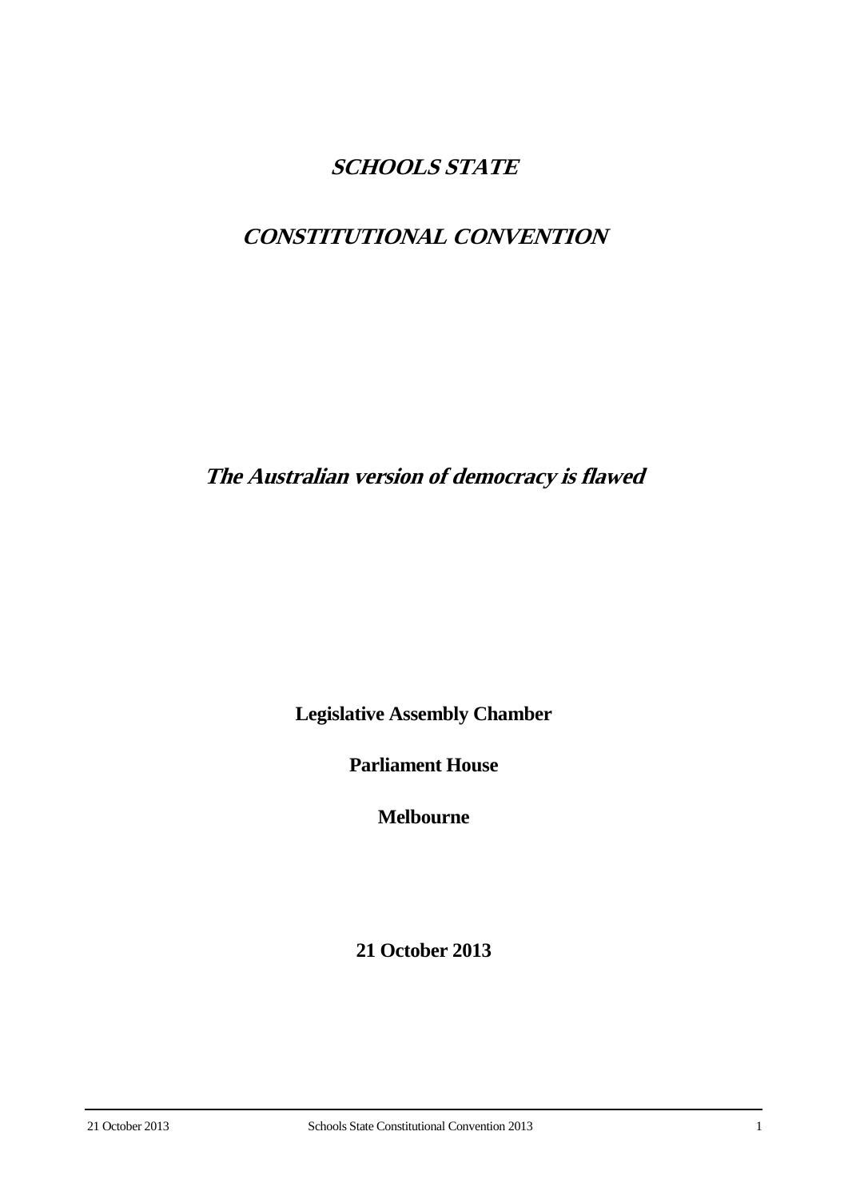# *SCHOOLS STATE*

# *CONSTITUTIONAL CONVENTION*

## *The Australian version of democracy is flawed*

**Legislative Assembly Chamber**

**Parliament House**

**Melbourne**

**21 October 2013**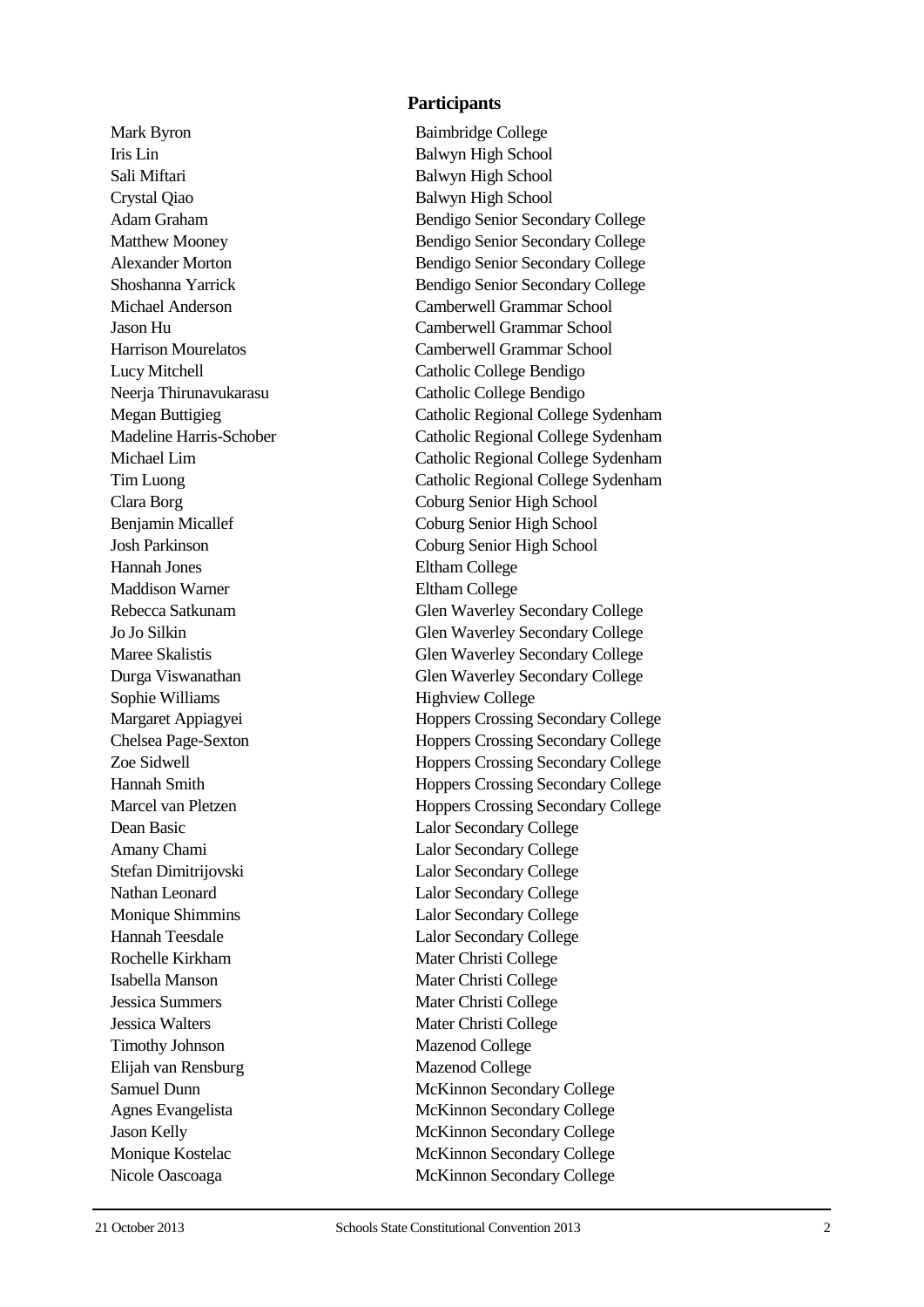### Participants

| | |
|---|---|
| Mark Byron | Baimbridge College |
| Iris Lin | Balwyn High School |
| Sali Miftari | Balwyn High School |
| Crystal Qiao | Balwyn High School |
| Adam Graham | Bendigo Senior Secondary College |
| Matthew Mooney | Bendigo Senior Secondary College |
| Alexander Morton | Bendigo Senior Secondary College |
| Shoshanna Yarrick | Bendigo Senior Secondary College |
| Michael Anderson | Camberwell Grammar School |
| Jason Hu | Camberwell Grammar School |
| Harrison Mourelatos | Camberwell Grammar School |
| Lucy Mitchell | Catholic College Bendigo |
| Neerja Thirunavukarasu | Catholic College Bendigo |
| Megan Buttigieg | Catholic Regional College Sydenham |
| Madeline Harris-Schober | Catholic Regional College Sydenham |
| Michael Lim | Catholic Regional College Sydenham |
| Tim Luong | Catholic Regional College Sydenham |
| Clara Borg | Coburg Senior High School |
| Benjamin Micallef | Coburg Senior High School |
| Josh Parkinson | Coburg Senior High School |
| Hannah Jones | Eltham College |
| Maddison Warner | Eltham College |
| Rebecca Satkunam | Glen Waverley Secondary College |
| Jo Jo Silkin | Glen Waverley Secondary College |
| Maree Skalistis | Glen Waverley Secondary College |
| Durga Viswanathan | Glen Waverley Secondary College |
| Sophie Williams | Highview College |
| Margaret Appiagyei | Hoppers Crossing Secondary College |
| Chelsea Page-Sexton | Hoppers Crossing Secondary College |
| Zoe Sidwell | Hoppers Crossing Secondary College |
| Hannah Smith | Hoppers Crossing Secondary College |
| Marcel van Pletzen | Hoppers Crossing Secondary College |
| Dean Basic | Lalor Secondary College |
| Amany Chami | Lalor Secondary College |
| Stefan Dimitrijovski | Lalor Secondary College |
| Nathan Leonard | Lalor Secondary College |
| Monique Shimmins | Lalor Secondary College |
| Hannah Teesdale | Lalor Secondary College |
| Rochelle Kirkham | Mater Christi College |
| Isabella Manson | Mater Christi College |
| Jessica Summers | Mater Christi College |
| Jessica Walters | Mater Christi College |
| Timothy Johnson | Mazenod College |
| Elijah van Rensburg | Mazenod College |
| Samuel Dunn | McKinnon Secondary College |
| Agnes Evangelista | McKinnon Secondary College |
| Jason Kelly | McKinnon Secondary College |
| Monique Kostelac | McKinnon Secondary College |
| Nicole Oascoaga | McKinnon Secondary College |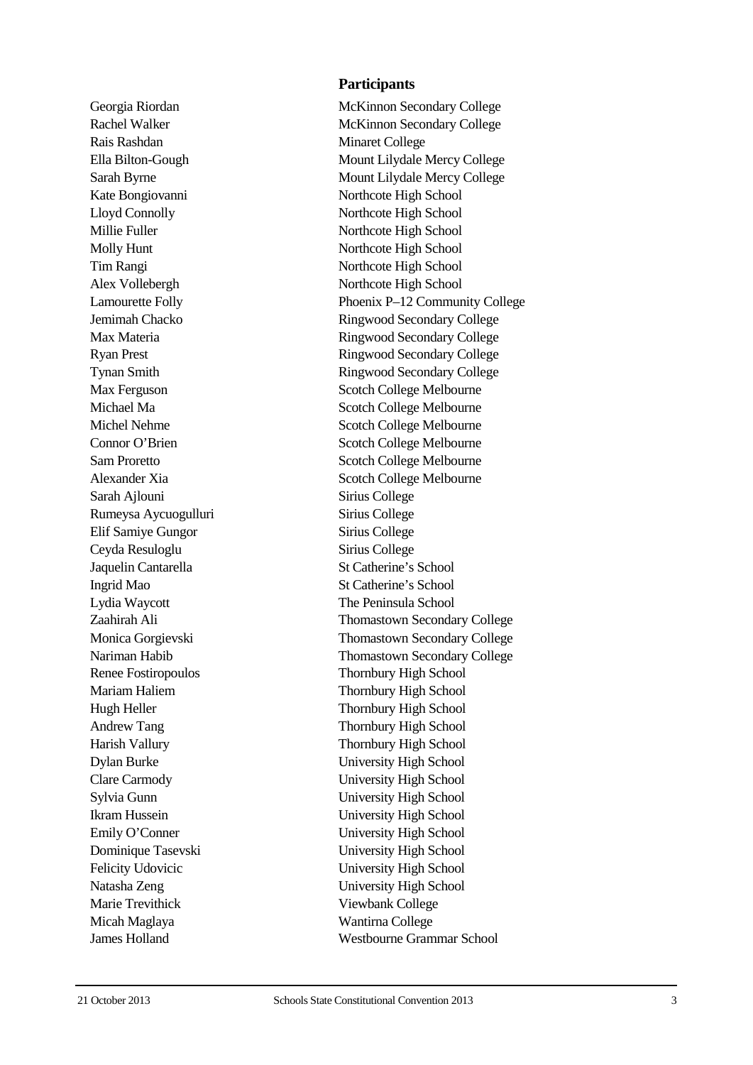## Participants

| | |
|---|---|
| Georgia Riordan | McKinnon Secondary College |
| Rachel Walker | McKinnon Secondary College |
| Rais Rashdan | Minaret College |
| Ella Bilton-Gough | Mount Lilydale Mercy College |
| Sarah Byrne | Mount Lilydale Mercy College |
| Kate Bongiovanni | Northcote High School |
| Lloyd Connolly | Northcote High School |
| Millie Fuller | Northcote High School |
| Molly Hunt | Northcote High School |
| Tim Rangi | Northcote High School |
| Alex Vollebergh | Northcote High School |
| Lamourette Folly | Phoenix P–12 Community College |
| Jemimah Chacko | Ringwood Secondary College |
| Max Materia | Ringwood Secondary College |
| Ryan Prest | Ringwood Secondary College |
| Tynan Smith | Ringwood Secondary College |
| Max Ferguson | Scotch College Melbourne |
| Michael Ma | Scotch College Melbourne |
| Michel Nehme | Scotch College Melbourne |
| Connor O'Brien | Scotch College Melbourne |
| Sam Proretto | Scotch College Melbourne |
| Alexander Xia | Scotch College Melbourne |
| Sarah Ajlouni | Sirius College |
| Rumeysa Aycuogulluri | Sirius College |
| Elif Samiye Gungor | Sirius College |
| Ceyda Resuloglu | Sirius College |
| Jaquelin Cantarella | St Catherine's School |
| Ingrid Mao | St Catherine's School |
| Lydia Waycott | The Peninsula School |
| Zaahirah Ali | Thomastown Secondary College |
| Monica Gorgievski | Thomastown Secondary College |
| Nariman Habib | Thomastown Secondary College |
| Renee Fostiropoulos | Thornbury High School |
| Mariam Haliem | Thornbury High School |
| Hugh Heller | Thornbury High School |
| Andrew Tang | Thornbury High School |
| Harish Vallury | Thornbury High School |
| Dylan Burke | University High School |
| Clare Carmody | University High School |
| Sylvia Gunn | University High School |
| Ikram Hussein | University High School |
| Emily O'Conner | University High School |
| Dominique Tasevski | University High School |
| Felicity Udovicic | University High School |
| Natasha Zeng | University High School |
| Marie Trevithick | Viewbank College |
| Micah Maglaya | Wantirna College |
| James Holland | Westbourne Grammar School |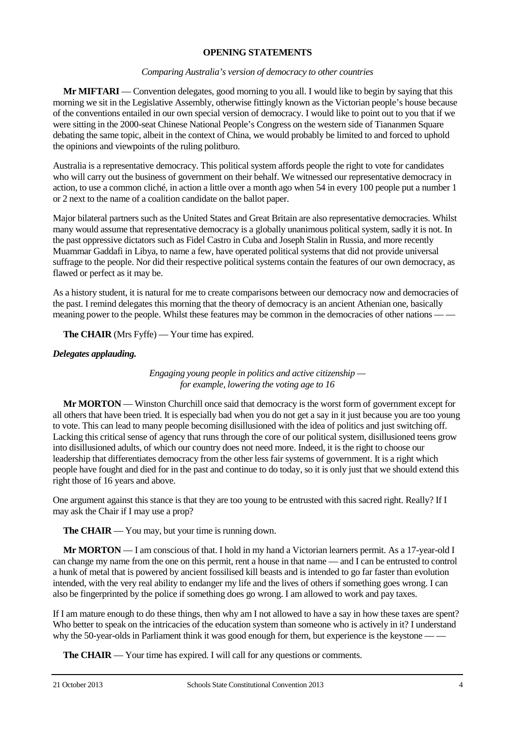## OPENING STATEMENTS

*Comparing Australia's version of democracy to other countries*

**Mr MIFTARI** — Convention delegates, good morning to you all. I would like to begin by saying that this morning we sit in the Legislative Assembly, otherwise fittingly known as the Victorian people's house because of the conventions entailed in our own special version of democracy. I would like to point out to you that if we were sitting in the 2000-seat Chinese National People's Congress on the western side of Tiananmen Square debating the same topic, albeit in the context of China, we would probably be limited to and forced to uphold the opinions and viewpoints of the ruling politburo.

Australia is a representative democracy. This political system affords people the right to vote for candidates who will carry out the business of government on their behalf. We witnessed our representative democracy in action, to use a common cliché, in action a little over a month ago when 54 in every 100 people put a number 1 or 2 next to the name of a coalition candidate on the ballot paper.

Major bilateral partners such as the United States and Great Britain are also representative democracies. Whilst many would assume that representative democracy is a globally unanimous political system, sadly it is not. In the past oppressive dictators such as Fidel Castro in Cuba and Joseph Stalin in Russia, and more recently Muammar Gaddafi in Libya, to name a few, have operated political systems that did not provide universal suffrage to the people. Nor did their respective political systems contain the features of our own democracy, as flawed or perfect as it may be.

As a history student, it is natural for me to create comparisons between our democracy now and democracies of the past. I remind delegates this morning that the theory of democracy is an ancient Athenian one, basically meaning power to the people. Whilst these features may be common in the democracies of other nations — —

**The CHAIR** (Mrs Fyffe) — Your time has expired.

***Delegates applauding.***

*Engaging young people in politics and active citizenship — for example, lowering the voting age to 16*

**Mr MORTON** — Winston Churchill once said that democracy is the worst form of government except for all others that have been tried. It is especially bad when you do not get a say in it just because you are too young to vote. This can lead to many people becoming disillusioned with the idea of politics and just switching off. Lacking this critical sense of agency that runs through the core of our political system, disillusioned teens grow into disillusioned adults, of which our country does not need more. Indeed, it is the right to choose our leadership that differentiates democracy from the other less fair systems of government. It is a right which people have fought and died for in the past and continue to do today, so it is only just that we should extend this right those of 16 years and above.

One argument against this stance is that they are too young to be entrusted with this sacred right. Really? If I may ask the Chair if I may use a prop?

**The CHAIR** — You may, but your time is running down.

**Mr MORTON** — I am conscious of that. I hold in my hand a Victorian learners permit. As a 17-year-old I can change my name from the one on this permit, rent a house in that name — and I can be entrusted to control a hunk of metal that is powered by ancient fossilised kill beasts and is intended to go far faster than evolution intended, with the very real ability to endanger my life and the lives of others if something goes wrong. I can also be fingerprinted by the police if something does go wrong. I am allowed to work and pay taxes.

If I am mature enough to do these things, then why am I not allowed to have a say in how these taxes are spent? Who better to speak on the intricacies of the education system than someone who is actively in it? I understand why the 50-year-olds in Parliament think it was good enough for them, but experience is the keystone — —

**The CHAIR** — Your time has expired. I will call for any questions or comments.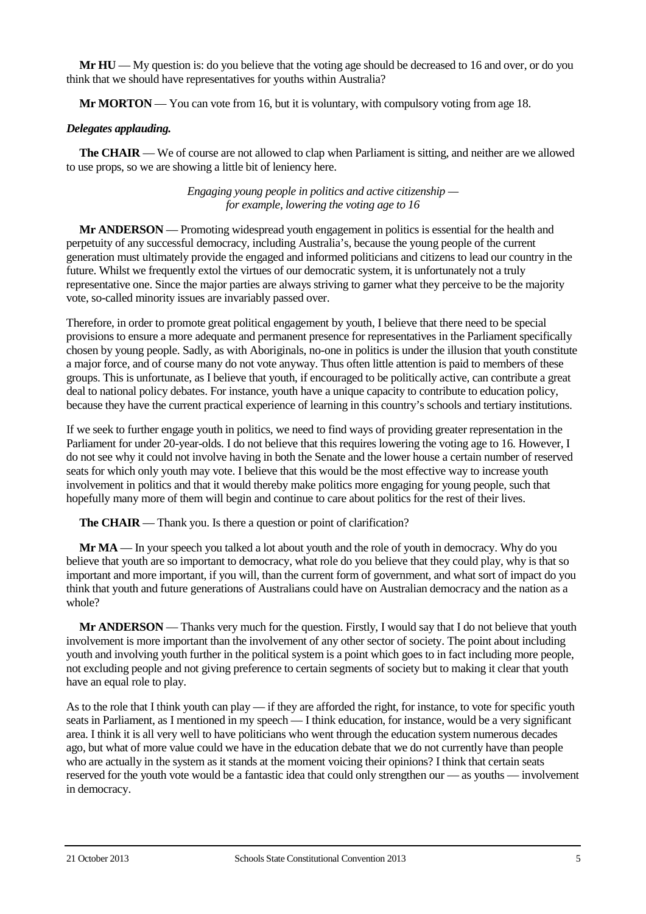**Mr HU** — My question is: do you believe that the voting age should be decreased to 16 and over, or do you think that we should have representatives for youths within Australia?

**Mr MORTON** — You can vote from 16, but it is voluntary, with compulsory voting from age 18.

***Delegates applauding.***

**The CHAIR** — We of course are not allowed to clap when Parliament is sitting, and neither are we allowed to use props, so we are showing a little bit of leniency here.

*Engaging young people in politics and active citizenship — for example, lowering the voting age to 16*

**Mr ANDERSON** — Promoting widespread youth engagement in politics is essential for the health and perpetuity of any successful democracy, including Australia's, because the young people of the current generation must ultimately provide the engaged and informed politicians and citizens to lead our country in the future. Whilst we frequently extol the virtues of our democratic system, it is unfortunately not a truly representative one. Since the major parties are always striving to garner what they perceive to be the majority vote, so-called minority issues are invariably passed over.

Therefore, in order to promote great political engagement by youth, I believe that there need to be special provisions to ensure a more adequate and permanent presence for representatives in the Parliament specifically chosen by young people. Sadly, as with Aboriginals, no-one in politics is under the illusion that youth constitute a major force, and of course many do not vote anyway. Thus often little attention is paid to members of these groups. This is unfortunate, as I believe that youth, if encouraged to be politically active, can contribute a great deal to national policy debates. For instance, youth have a unique capacity to contribute to education policy, because they have the current practical experience of learning in this country's schools and tertiary institutions.

If we seek to further engage youth in politics, we need to find ways of providing greater representation in the Parliament for under 20-year-olds. I do not believe that this requires lowering the voting age to 16. However, I do not see why it could not involve having in both the Senate and the lower house a certain number of reserved seats for which only youth may vote. I believe that this would be the most effective way to increase youth involvement in politics and that it would thereby make politics more engaging for young people, such that hopefully many more of them will begin and continue to care about politics for the rest of their lives.

**The CHAIR** — Thank you. Is there a question or point of clarification?

**Mr MA** — In your speech you talked a lot about youth and the role of youth in democracy. Why do you believe that youth are so important to democracy, what role do you believe that they could play, why is that so important and more important, if you will, than the current form of government, and what sort of impact do you think that youth and future generations of Australians could have on Australian democracy and the nation as a whole?

**Mr ANDERSON** — Thanks very much for the question. Firstly, I would say that I do not believe that youth involvement is more important than the involvement of any other sector of society. The point about including youth and involving youth further in the political system is a point which goes to in fact including more people, not excluding people and not giving preference to certain segments of society but to making it clear that youth have an equal role to play.

As to the role that I think youth can play — if they are afforded the right, for instance, to vote for specific youth seats in Parliament, as I mentioned in my speech — I think education, for instance, would be a very significant area. I think it is all very well to have politicians who went through the education system numerous decades ago, but what of more value could we have in the education debate that we do not currently have than people who are actually in the system as it stands at the moment voicing their opinions? I think that certain seats reserved for the youth vote would be a fantastic idea that could only strengthen our — as youths — involvement in democracy.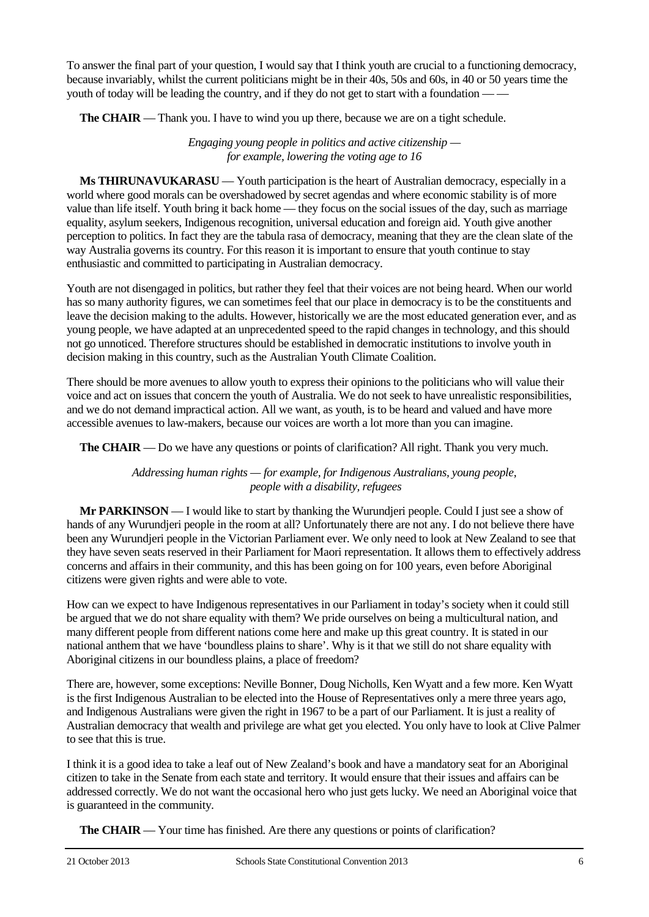To answer the final part of your question, I would say that I think youth are crucial to a functioning democracy, because invariably, whilst the current politicians might be in their 40s, 50s and 60s, in 40 or 50 years time the youth of today will be leading the country, and if they do not get to start with a foundation — —

**The CHAIR** — Thank you. I have to wind you up there, because we are on a tight schedule.

*Engaging young people in politics and active citizenship — for example, lowering the voting age to 16*

**Ms THIRUNAVUKARASU** — Youth participation is the heart of Australian democracy, especially in a world where good morals can be overshadowed by secret agendas and where economic stability is of more value than life itself. Youth bring it back home — they focus on the social issues of the day, such as marriage equality, asylum seekers, Indigenous recognition, universal education and foreign aid. Youth give another perception to politics. In fact they are the tabula rasa of democracy, meaning that they are the clean slate of the way Australia governs its country. For this reason it is important to ensure that youth continue to stay enthusiastic and committed to participating in Australian democracy.

Youth are not disengaged in politics, but rather they feel that their voices are not being heard. When our world has so many authority figures, we can sometimes feel that our place in democracy is to be the constituents and leave the decision making to the adults. However, historically we are the most educated generation ever, and as young people, we have adapted at an unprecedented speed to the rapid changes in technology, and this should not go unnoticed. Therefore structures should be established in democratic institutions to involve youth in decision making in this country, such as the Australian Youth Climate Coalition.

There should be more avenues to allow youth to express their opinions to the politicians who will value their voice and act on issues that concern the youth of Australia. We do not seek to have unrealistic responsibilities, and we do not demand impractical action. All we want, as youth, is to be heard and valued and have more accessible avenues to law-makers, because our voices are worth a lot more than you can imagine.

**The CHAIR** — Do we have any questions or points of clarification? All right. Thank you very much.

*Addressing human rights — for example, for Indigenous Australians, young people, people with a disability, refugees*

**Mr PARKINSON** — I would like to start by thanking the Wurundjeri people. Could I just see a show of hands of any Wurundjeri people in the room at all? Unfortunately there are not any. I do not believe there have been any Wurundjeri people in the Victorian Parliament ever. We only need to look at New Zealand to see that they have seven seats reserved in their Parliament for Maori representation. It allows them to effectively address concerns and affairs in their community, and this has been going on for 100 years, even before Aboriginal citizens were given rights and were able to vote.

How can we expect to have Indigenous representatives in our Parliament in today's society when it could still be argued that we do not share equality with them? We pride ourselves on being a multicultural nation, and many different people from different nations come here and make up this great country. It is stated in our national anthem that we have 'boundless plains to share'. Why is it that we still do not share equality with Aboriginal citizens in our boundless plains, a place of freedom?

There are, however, some exceptions: Neville Bonner, Doug Nicholls, Ken Wyatt and a few more. Ken Wyatt is the first Indigenous Australian to be elected into the House of Representatives only a mere three years ago, and Indigenous Australians were given the right in 1967 to be a part of our Parliament. It is just a reality of Australian democracy that wealth and privilege are what get you elected. You only have to look at Clive Palmer to see that this is true.

I think it is a good idea to take a leaf out of New Zealand's book and have a mandatory seat for an Aboriginal citizen to take in the Senate from each state and territory. It would ensure that their issues and affairs can be addressed correctly. We do not want the occasional hero who just gets lucky. We need an Aboriginal voice that is guaranteed in the community.

**The CHAIR** — Your time has finished. Are there any questions or points of clarification?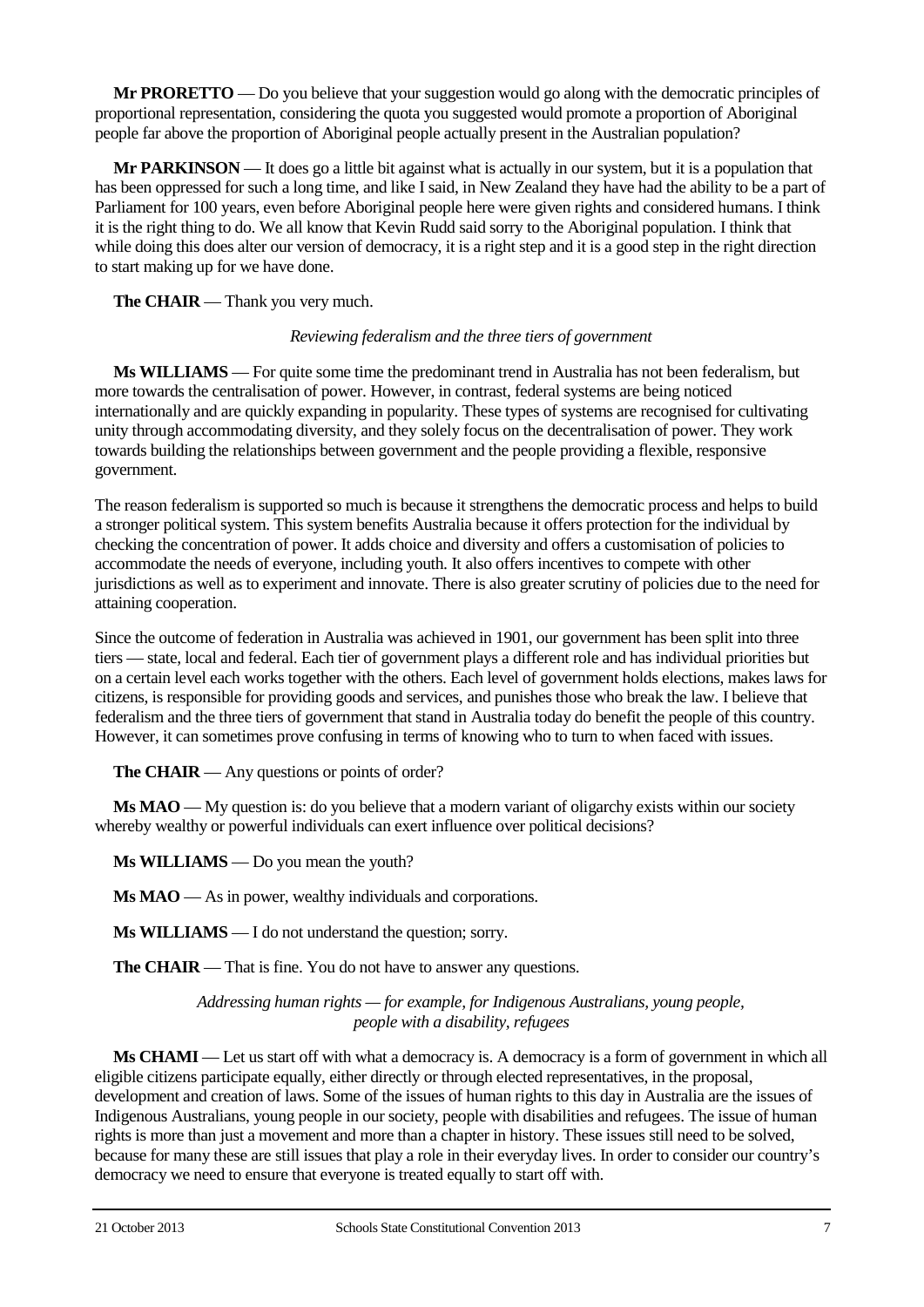**Mr PRORETTO** — Do you believe that your suggestion would go along with the democratic principles of proportional representation, considering the quota you suggested would promote a proportion of Aboriginal people far above the proportion of Aboriginal people actually present in the Australian population?

**Mr PARKINSON** — It does go a little bit against what is actually in our system, but it is a population that has been oppressed for such a long time, and like I said, in New Zealand they have had the ability to be a part of Parliament for 100 years, even before Aboriginal people here were given rights and considered humans. I think it is the right thing to do. We all know that Kevin Rudd said sorry to the Aboriginal population. I think that while doing this does alter our version of democracy, it is a right step and it is a good step in the right direction to start making up for we have done.

**The CHAIR** — Thank you very much.

*Reviewing federalism and the three tiers of government*

**Ms WILLIAMS** — For quite some time the predominant trend in Australia has not been federalism, but more towards the centralisation of power. However, in contrast, federal systems are being noticed internationally and are quickly expanding in popularity. These types of systems are recognised for cultivating unity through accommodating diversity, and they solely focus on the decentralisation of power. They work towards building the relationships between government and the people providing a flexible, responsive government.

The reason federalism is supported so much is because it strengthens the democratic process and helps to build a stronger political system. This system benefits Australia because it offers protection for the individual by checking the concentration of power. It adds choice and diversity and offers a customisation of policies to accommodate the needs of everyone, including youth. It also offers incentives to compete with other jurisdictions as well as to experiment and innovate. There is also greater scrutiny of policies due to the need for attaining cooperation.

Since the outcome of federation in Australia was achieved in 1901, our government has been split into three tiers — state, local and federal. Each tier of government plays a different role and has individual priorities but on a certain level each works together with the others. Each level of government holds elections, makes laws for citizens, is responsible for providing goods and services, and punishes those who break the law. I believe that federalism and the three tiers of government that stand in Australia today do benefit the people of this country. However, it can sometimes prove confusing in terms of knowing who to turn to when faced with issues.

**The CHAIR** — Any questions or points of order?

**Ms MAO** — My question is: do you believe that a modern variant of oligarchy exists within our society whereby wealthy or powerful individuals can exert influence over political decisions?

**Ms WILLIAMS** — Do you mean the youth?

**Ms MAO** — As in power, wealthy individuals and corporations.

**Ms WILLIAMS** — I do not understand the question; sorry.

**The CHAIR** — That is fine. You do not have to answer any questions.

*Addressing human rights — for example, for Indigenous Australians, young people, people with a disability, refugees*

**Ms CHAMI** — Let us start off with what a democracy is. A democracy is a form of government in which all eligible citizens participate equally, either directly or through elected representatives, in the proposal, development and creation of laws. Some of the issues of human rights to this day in Australia are the issues of Indigenous Australians, young people in our society, people with disabilities and refugees. The issue of human rights is more than just a movement and more than a chapter in history. These issues still need to be solved, because for many these are still issues that play a role in their everyday lives. In order to consider our country's democracy we need to ensure that everyone is treated equally to start off with.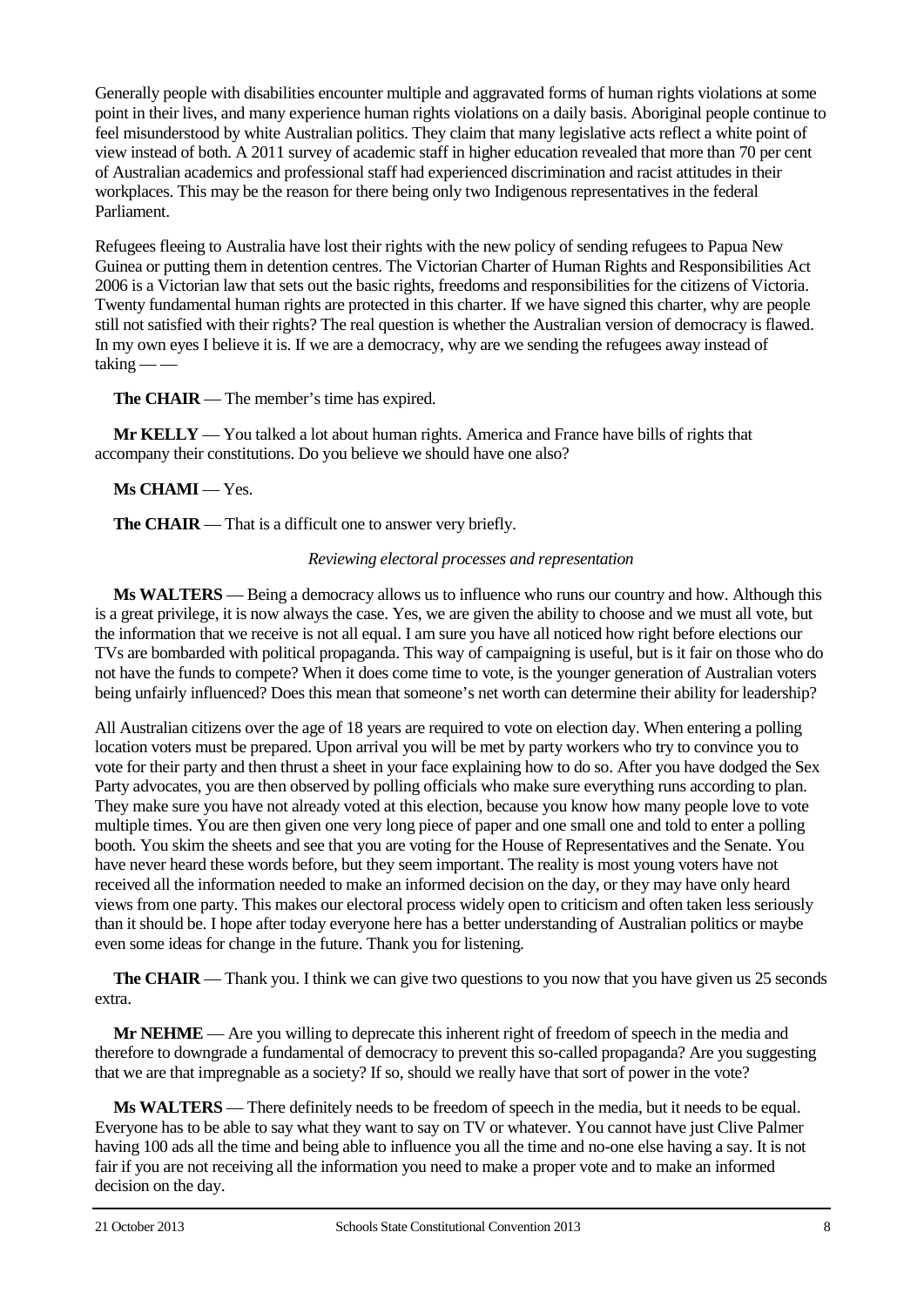Generally people with disabilities encounter multiple and aggravated forms of human rights violations at some point in their lives, and many experience human rights violations on a daily basis. Aboriginal people continue to feel misunderstood by white Australian politics. They claim that many legislative acts reflect a white point of view instead of both. A 2011 survey of academic staff in higher education revealed that more than 70 per cent of Australian academics and professional staff had experienced discrimination and racist attitudes in their workplaces. This may be the reason for there being only two Indigenous representatives in the federal Parliament.

Refugees fleeing to Australia have lost their rights with the new policy of sending refugees to Papua New Guinea or putting them in detention centres. The Victorian Charter of Human Rights and Responsibilities Act 2006 is a Victorian law that sets out the basic rights, freedoms and responsibilities for the citizens of Victoria. Twenty fundamental human rights are protected in this charter. If we have signed this charter, why are people still not satisfied with their rights? The real question is whether the Australian version of democracy is flawed. In my own eyes I believe it is. If we are a democracy, why are we sending the refugees away instead of taking — —

**The CHAIR** — The member's time has expired.

**Mr KELLY** — You talked a lot about human rights. America and France have bills of rights that accompany their constitutions. Do you believe we should have one also?

**Ms CHAMI** — Yes.

**The CHAIR** — That is a difficult one to answer very briefly.

*Reviewing electoral processes and representation*

**Ms WALTERS** — Being a democracy allows us to influence who runs our country and how. Although this is a great privilege, it is now always the case. Yes, we are given the ability to choose and we must all vote, but the information that we receive is not all equal. I am sure you have all noticed how right before elections our TVs are bombarded with political propaganda. This way of campaigning is useful, but is it fair on those who do not have the funds to compete? When it does come time to vote, is the younger generation of Australian voters being unfairly influenced? Does this mean that someone's net worth can determine their ability for leadership?

All Australian citizens over the age of 18 years are required to vote on election day. When entering a polling location voters must be prepared. Upon arrival you will be met by party workers who try to convince you to vote for their party and then thrust a sheet in your face explaining how to do so. After you have dodged the Sex Party advocates, you are then observed by polling officials who make sure everything runs according to plan. They make sure you have not already voted at this election, because you know how many people love to vote multiple times. You are then given one very long piece of paper and one small one and told to enter a polling booth. You skim the sheets and see that you are voting for the House of Representatives and the Senate. You have never heard these words before, but they seem important. The reality is most young voters have not received all the information needed to make an informed decision on the day, or they may have only heard views from one party. This makes our electoral process widely open to criticism and often taken less seriously than it should be. I hope after today everyone here has a better understanding of Australian politics or maybe even some ideas for change in the future. Thank you for listening.

**The CHAIR** — Thank you. I think we can give two questions to you now that you have given us 25 seconds extra.

**Mr NEHME** — Are you willing to deprecate this inherent right of freedom of speech in the media and therefore to downgrade a fundamental of democracy to prevent this so-called propaganda? Are you suggesting that we are that impregnable as a society? If so, should we really have that sort of power in the vote?

**Ms WALTERS** — There definitely needs to be freedom of speech in the media, but it needs to be equal. Everyone has to be able to say what they want to say on TV or whatever. You cannot have just Clive Palmer having 100 ads all the time and being able to influence you all the time and no-one else having a say. It is not fair if you are not receiving all the information you need to make a proper vote and to make an informed decision on the day.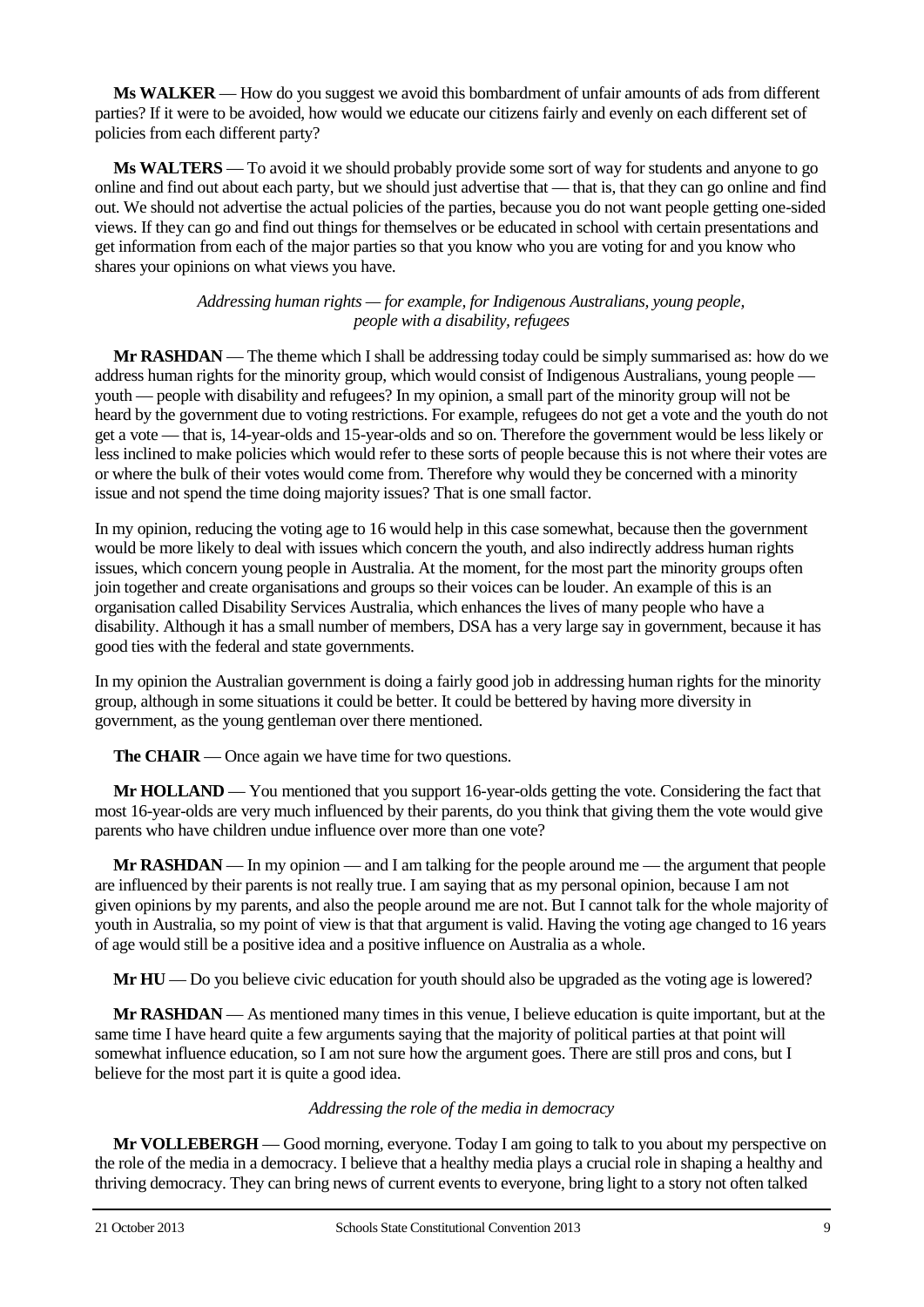**Ms WALKER** — How do you suggest we avoid this bombardment of unfair amounts of ads from different parties? If it were to be avoided, how would we educate our citizens fairly and evenly on each different set of policies from each different party?

**Ms WALTERS** — To avoid it we should probably provide some sort of way for students and anyone to go online and find out about each party, but we should just advertise that — that is, that they can go online and find out. We should not advertise the actual policies of the parties, because you do not want people getting one-sided views. If they can go and find out things for themselves or be educated in school with certain presentations and get information from each of the major parties so that you know who you are voting for and you know who shares your opinions on what views you have.

*Addressing human rights — for example, for Indigenous Australians, young people, people with a disability, refugees*

**Mr RASHDAN** — The theme which I shall be addressing today could be simply summarised as: how do we address human rights for the minority group, which would consist of Indigenous Australians, young people — youth — people with disability and refugees? In my opinion, a small part of the minority group will not be heard by the government due to voting restrictions. For example, refugees do not get a vote and the youth do not get a vote — that is, 14-year-olds and 15-year-olds and so on. Therefore the government would be less likely or less inclined to make policies which would refer to these sorts of people because this is not where their votes are or where the bulk of their votes would come from. Therefore why would they be concerned with a minority issue and not spend the time doing majority issues? That is one small factor.

In my opinion, reducing the voting age to 16 would help in this case somewhat, because then the government would be more likely to deal with issues which concern the youth, and also indirectly address human rights issues, which concern young people in Australia. At the moment, for the most part the minority groups often join together and create organisations and groups so their voices can be louder. An example of this is an organisation called Disability Services Australia, which enhances the lives of many people who have a disability. Although it has a small number of members, DSA has a very large say in government, because it has good ties with the federal and state governments.

In my opinion the Australian government is doing a fairly good job in addressing human rights for the minority group, although in some situations it could be better. It could be bettered by having more diversity in government, as the young gentleman over there mentioned.

**The CHAIR** — Once again we have time for two questions.

**Mr HOLLAND** — You mentioned that you support 16-year-olds getting the vote. Considering the fact that most 16-year-olds are very much influenced by their parents, do you think that giving them the vote would give parents who have children undue influence over more than one vote?

**Mr RASHDAN** — In my opinion — and I am talking for the people around me — the argument that people are influenced by their parents is not really true. I am saying that as my personal opinion, because I am not given opinions by my parents, and also the people around me are not. But I cannot talk for the whole majority of youth in Australia, so my point of view is that that argument is valid. Having the voting age changed to 16 years of age would still be a positive idea and a positive influence on Australia as a whole.

**Mr HU** — Do you believe civic education for youth should also be upgraded as the voting age is lowered?

**Mr RASHDAN** — As mentioned many times in this venue, I believe education is quite important, but at the same time I have heard quite a few arguments saying that the majority of political parties at that point will somewhat influence education, so I am not sure how the argument goes. There are still pros and cons, but I believe for the most part it is quite a good idea.

*Addressing the role of the media in democracy*

**Mr VOLLEBERGH** — Good morning, everyone. Today I am going to talk to you about my perspective on the role of the media in a democracy. I believe that a healthy media plays a crucial role in shaping a healthy and thriving democracy. They can bring news of current events to everyone, bring light to a story not often talked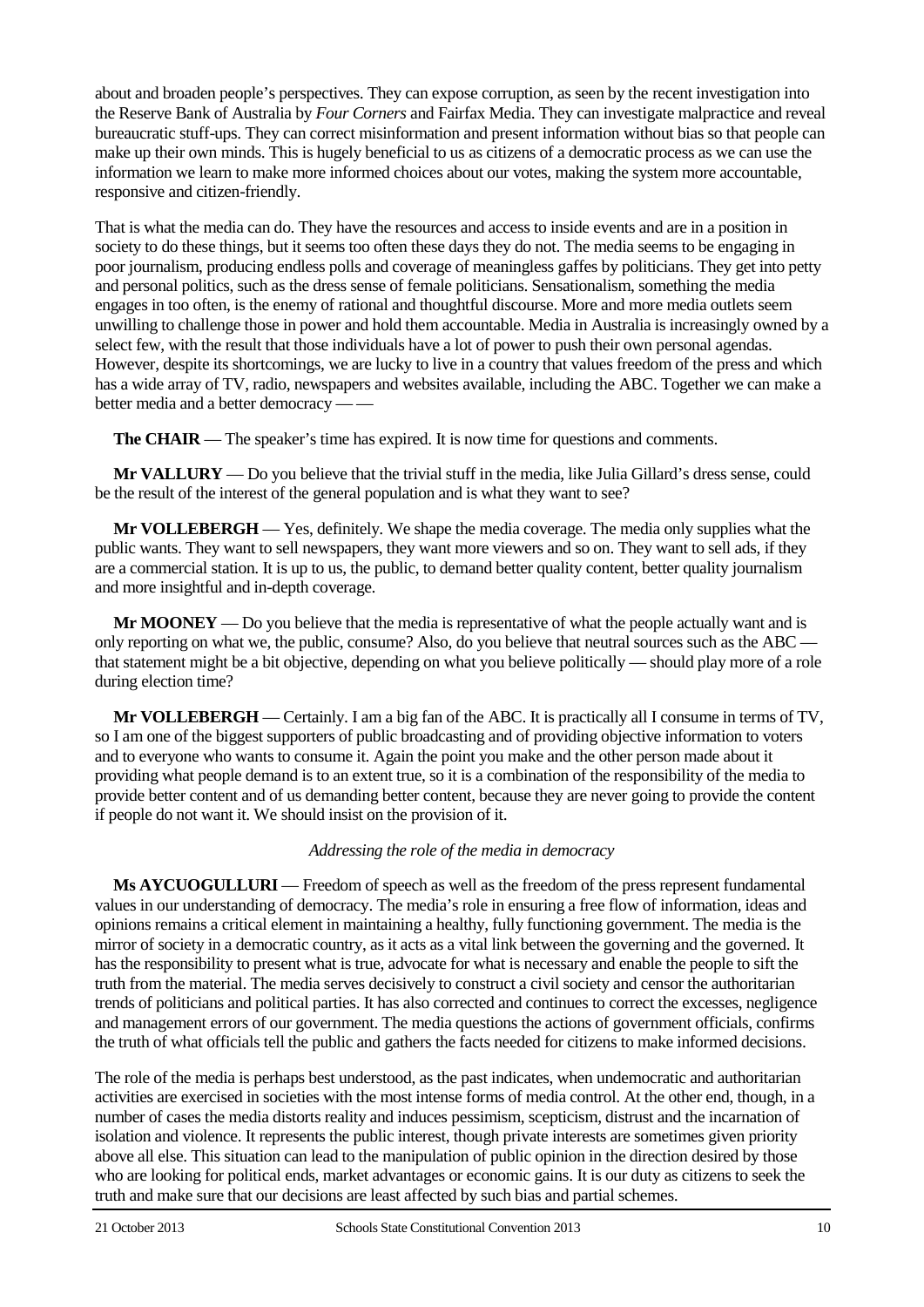about and broaden people's perspectives. They can expose corruption, as seen by the recent investigation into the Reserve Bank of Australia by *Four Corners* and Fairfax Media. They can investigate malpractice and reveal bureaucratic stuff-ups. They can correct misinformation and present information without bias so that people can make up their own minds. This is hugely beneficial to us as citizens of a democratic process as we can use the information we learn to make more informed choices about our votes, making the system more accountable, responsive and citizen-friendly.

That is what the media can do. They have the resources and access to inside events and are in a position in society to do these things, but it seems too often these days they do not. The media seems to be engaging in poor journalism, producing endless polls and coverage of meaningless gaffes by politicians. They get into petty and personal politics, such as the dress sense of female politicians. Sensationalism, something the media engages in too often, is the enemy of rational and thoughtful discourse. More and more media outlets seem unwilling to challenge those in power and hold them accountable. Media in Australia is increasingly owned by a select few, with the result that those individuals have a lot of power to push their own personal agendas. However, despite its shortcomings, we are lucky to live in a country that values freedom of the press and which has a wide array of TV, radio, newspapers and websites available, including the ABC. Together we can make a better media and a better democracy — —

**The CHAIR** — The speaker's time has expired. It is now time for questions and comments.

**Mr VALLURY** — Do you believe that the trivial stuff in the media, like Julia Gillard's dress sense, could be the result of the interest of the general population and is what they want to see?

**Mr VOLLEBERGH** — Yes, definitely. We shape the media coverage. The media only supplies what the public wants. They want to sell newspapers, they want more viewers and so on. They want to sell ads, if they are a commercial station. It is up to us, the public, to demand better quality content, better quality journalism and more insightful and in-depth coverage.

**Mr MOONEY** — Do you believe that the media is representative of what the people actually want and is only reporting on what we, the public, consume? Also, do you believe that neutral sources such as the ABC — that statement might be a bit objective, depending on what you believe politically — should play more of a role during election time?

**Mr VOLLEBERGH** — Certainly. I am a big fan of the ABC. It is practically all I consume in terms of TV, so I am one of the biggest supporters of public broadcasting and of providing objective information to voters and to everyone who wants to consume it. Again the point you make and the other person made about it providing what people demand is to an extent true, so it is a combination of the responsibility of the media to provide better content and of us demanding better content, because they are never going to provide the content if people do not want it. We should insist on the provision of it.

*Addressing the role of the media in democracy*

**Ms AYCUOGULLURI** — Freedom of speech as well as the freedom of the press represent fundamental values in our understanding of democracy. The media's role in ensuring a free flow of information, ideas and opinions remains a critical element in maintaining a healthy, fully functioning government. The media is the mirror of society in a democratic country, as it acts as a vital link between the governing and the governed. It has the responsibility to present what is true, advocate for what is necessary and enable the people to sift the truth from the material. The media serves decisively to construct a civil society and censor the authoritarian trends of politicians and political parties. It has also corrected and continues to correct the excesses, negligence and management errors of our government. The media questions the actions of government officials, confirms the truth of what officials tell the public and gathers the facts needed for citizens to make informed decisions.

The role of the media is perhaps best understood, as the past indicates, when undemocratic and authoritarian activities are exercised in societies with the most intense forms of media control. At the other end, though, in a number of cases the media distorts reality and induces pessimism, scepticism, distrust and the incarnation of isolation and violence. It represents the public interest, though private interests are sometimes given priority above all else. This situation can lead to the manipulation of public opinion in the direction desired by those who are looking for political ends, market advantages or economic gains. It is our duty as citizens to seek the truth and make sure that our decisions are least affected by such bias and partial schemes.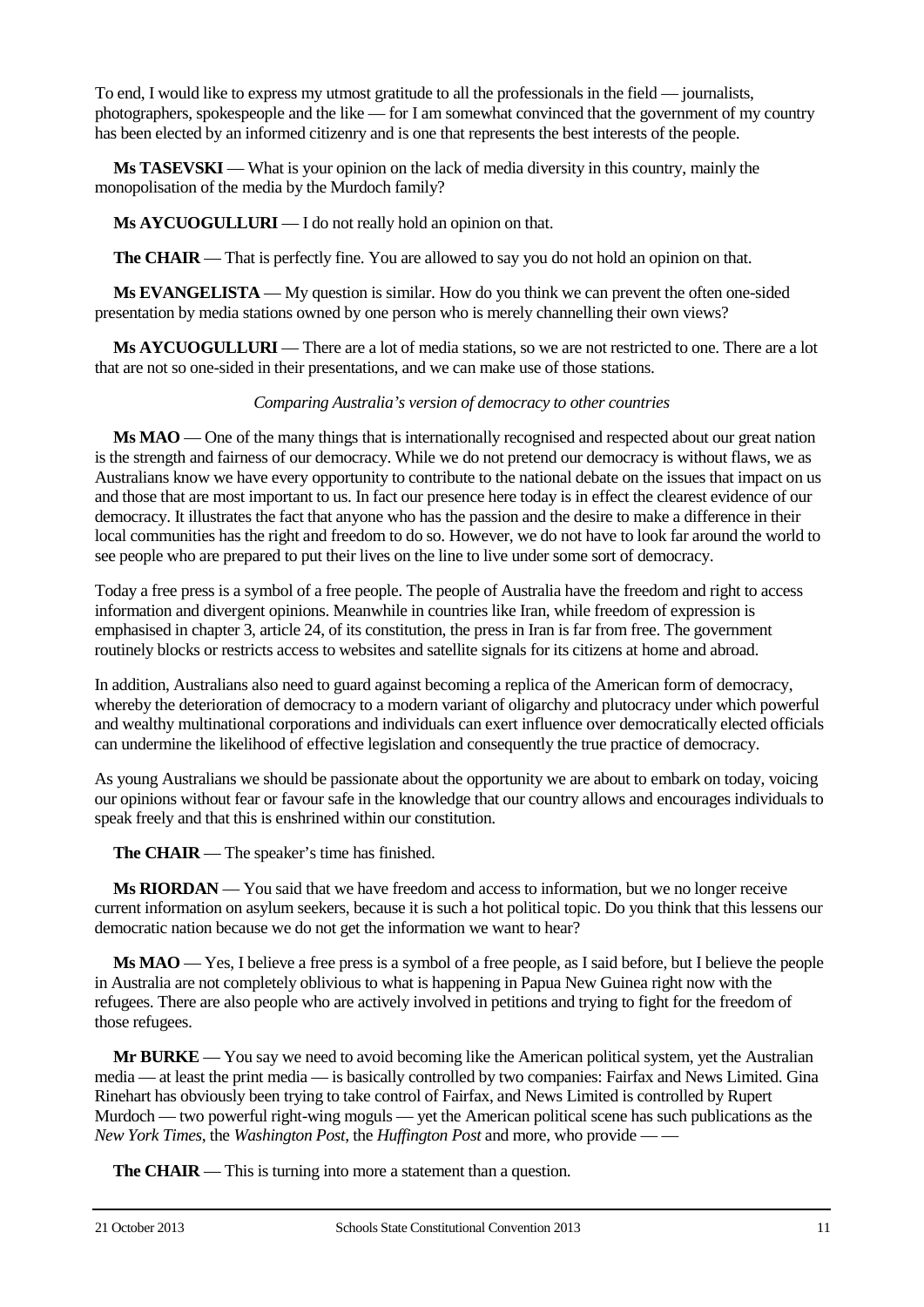To end, I would like to express my utmost gratitude to all the professionals in the field — journalists, photographers, spokespeople and the like — for I am somewhat convinced that the government of my country has been elected by an informed citizenry and is one that represents the best interests of the people.

**Ms TASEVSKI** — What is your opinion on the lack of media diversity in this country, mainly the monopolisation of the media by the Murdoch family?

**Ms AYCUOGULLURI** — I do not really hold an opinion on that.

**The CHAIR** — That is perfectly fine. You are allowed to say you do not hold an opinion on that.

**Ms EVANGELISTA** — My question is similar. How do you think we can prevent the often one-sided presentation by media stations owned by one person who is merely channelling their own views?

**Ms AYCUOGULLURI** — There are a lot of media stations, so we are not restricted to one. There are a lot that are not so one-sided in their presentations, and we can make use of those stations.

*Comparing Australia's version of democracy to other countries*

**Ms MAO** — One of the many things that is internationally recognised and respected about our great nation is the strength and fairness of our democracy. While we do not pretend our democracy is without flaws, we as Australians know we have every opportunity to contribute to the national debate on the issues that impact on us and those that are most important to us. In fact our presence here today is in effect the clearest evidence of our democracy. It illustrates the fact that anyone who has the passion and the desire to make a difference in their local communities has the right and freedom to do so. However, we do not have to look far around the world to see people who are prepared to put their lives on the line to live under some sort of democracy.

Today a free press is a symbol of a free people. The people of Australia have the freedom and right to access information and divergent opinions. Meanwhile in countries like Iran, while freedom of expression is emphasised in chapter 3, article 24, of its constitution, the press in Iran is far from free. The government routinely blocks or restricts access to websites and satellite signals for its citizens at home and abroad.

In addition, Australians also need to guard against becoming a replica of the American form of democracy, whereby the deterioration of democracy to a modern variant of oligarchy and plutocracy under which powerful and wealthy multinational corporations and individuals can exert influence over democratically elected officials can undermine the likelihood of effective legislation and consequently the true practice of democracy.

As young Australians we should be passionate about the opportunity we are about to embark on today, voicing our opinions without fear or favour safe in the knowledge that our country allows and encourages individuals to speak freely and that this is enshrined within our constitution.

**The CHAIR** — The speaker's time has finished.

**Ms RIORDAN** — You said that we have freedom and access to information, but we no longer receive current information on asylum seekers, because it is such a hot political topic. Do you think that this lessens our democratic nation because we do not get the information we want to hear?

**Ms MAO** — Yes, I believe a free press is a symbol of a free people, as I said before, but I believe the people in Australia are not completely oblivious to what is happening in Papua New Guinea right now with the refugees. There are also people who are actively involved in petitions and trying to fight for the freedom of those refugees.

**Mr BURKE** — You say we need to avoid becoming like the American political system, yet the Australian media — at least the print media — is basically controlled by two companies: Fairfax and News Limited. Gina Rinehart has obviously been trying to take control of Fairfax, and News Limited is controlled by Rupert Murdoch — two powerful right-wing moguls — yet the American political scene has such publications as the *New York Times*, the *Washington Post*, the *Huffington Post* and more, who provide — —

**The CHAIR** — This is turning into more a statement than a question.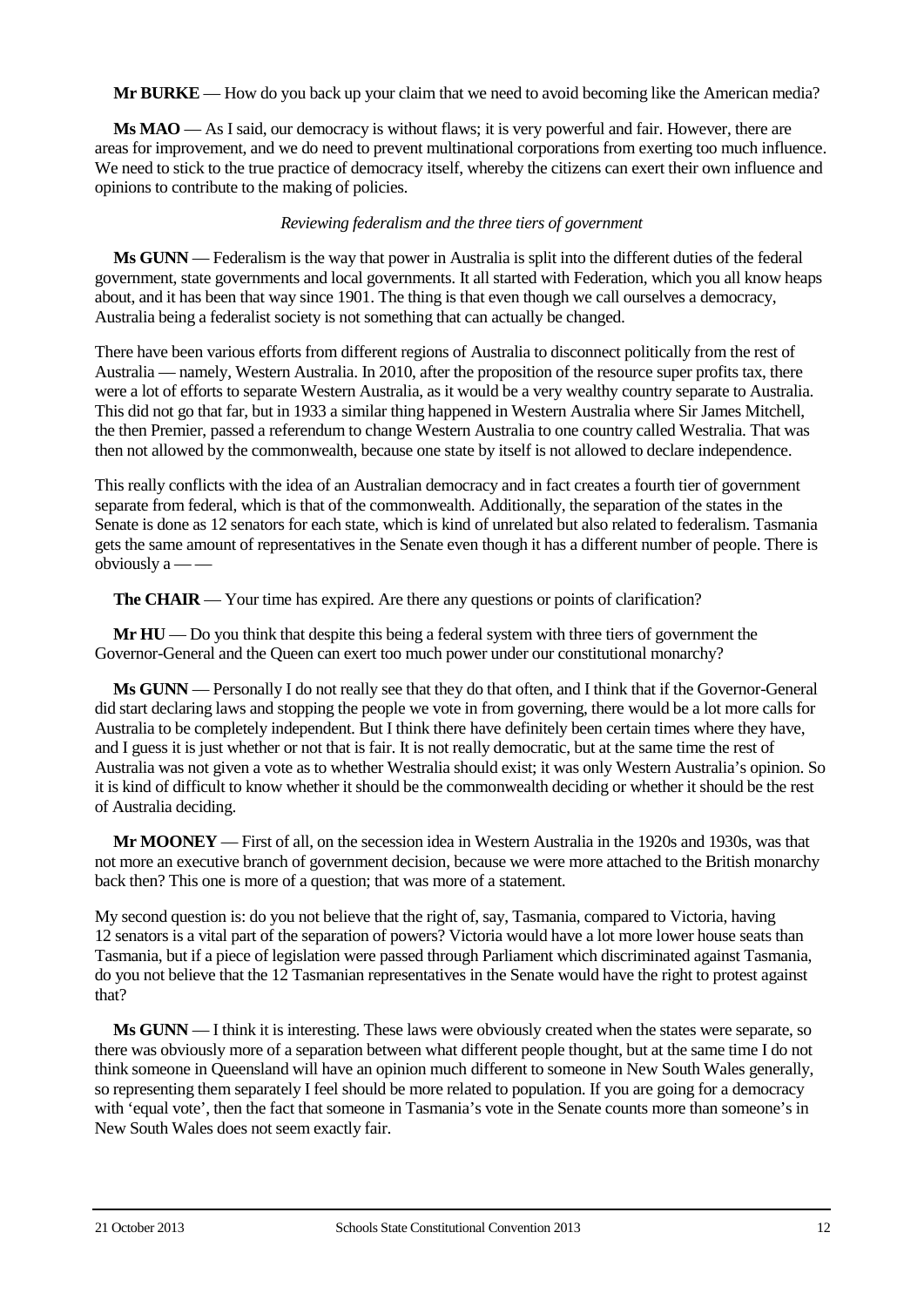**Mr BURKE** — How do you back up your claim that we need to avoid becoming like the American media?

**Ms MAO** — As I said, our democracy is without flaws; it is very powerful and fair. However, there are areas for improvement, and we do need to prevent multinational corporations from exerting too much influence. We need to stick to the true practice of democracy itself, whereby the citizens can exert their own influence and opinions to contribute to the making of policies.

*Reviewing federalism and the three tiers of government*

**Ms GUNN** — Federalism is the way that power in Australia is split into the different duties of the federal government, state governments and local governments. It all started with Federation, which you all know heaps about, and it has been that way since 1901. The thing is that even though we call ourselves a democracy, Australia being a federalist society is not something that can actually be changed.

There have been various efforts from different regions of Australia to disconnect politically from the rest of Australia — namely, Western Australia. In 2010, after the proposition of the resource super profits tax, there were a lot of efforts to separate Western Australia, as it would be a very wealthy country separate to Australia. This did not go that far, but in 1933 a similar thing happened in Western Australia where Sir James Mitchell, the then Premier, passed a referendum to change Western Australia to one country called Westralia. That was then not allowed by the commonwealth, because one state by itself is not allowed to declare independence.

This really conflicts with the idea of an Australian democracy and in fact creates a fourth tier of government separate from federal, which is that of the commonwealth. Additionally, the separation of the states in the Senate is done as 12 senators for each state, which is kind of unrelated but also related to federalism. Tasmania gets the same amount of representatives in the Senate even though it has a different number of people. There is obviously a — —

**The CHAIR** — Your time has expired. Are there any questions or points of clarification?

**Mr HU** — Do you think that despite this being a federal system with three tiers of government the Governor-General and the Queen can exert too much power under our constitutional monarchy?

**Ms GUNN** — Personally I do not really see that they do that often, and I think that if the Governor-General did start declaring laws and stopping the people we vote in from governing, there would be a lot more calls for Australia to be completely independent. But I think there have definitely been certain times where they have, and I guess it is just whether or not that is fair. It is not really democratic, but at the same time the rest of Australia was not given a vote as to whether Westralia should exist; it was only Western Australia's opinion. So it is kind of difficult to know whether it should be the commonwealth deciding or whether it should be the rest of Australia deciding.

**Mr MOONEY** — First of all, on the secession idea in Western Australia in the 1920s and 1930s, was that not more an executive branch of government decision, because we were more attached to the British monarchy back then? This one is more of a question; that was more of a statement.

My second question is: do you not believe that the right of, say, Tasmania, compared to Victoria, having 12 senators is a vital part of the separation of powers? Victoria would have a lot more lower house seats than Tasmania, but if a piece of legislation were passed through Parliament which discriminated against Tasmania, do you not believe that the 12 Tasmanian representatives in the Senate would have the right to protest against that?

**Ms GUNN** — I think it is interesting. These laws were obviously created when the states were separate, so there was obviously more of a separation between what different people thought, but at the same time I do not think someone in Queensland will have an opinion much different to someone in New South Wales generally, so representing them separately I feel should be more related to population. If you are going for a democracy with 'equal vote', then the fact that someone in Tasmania's vote in the Senate counts more than someone's in New South Wales does not seem exactly fair.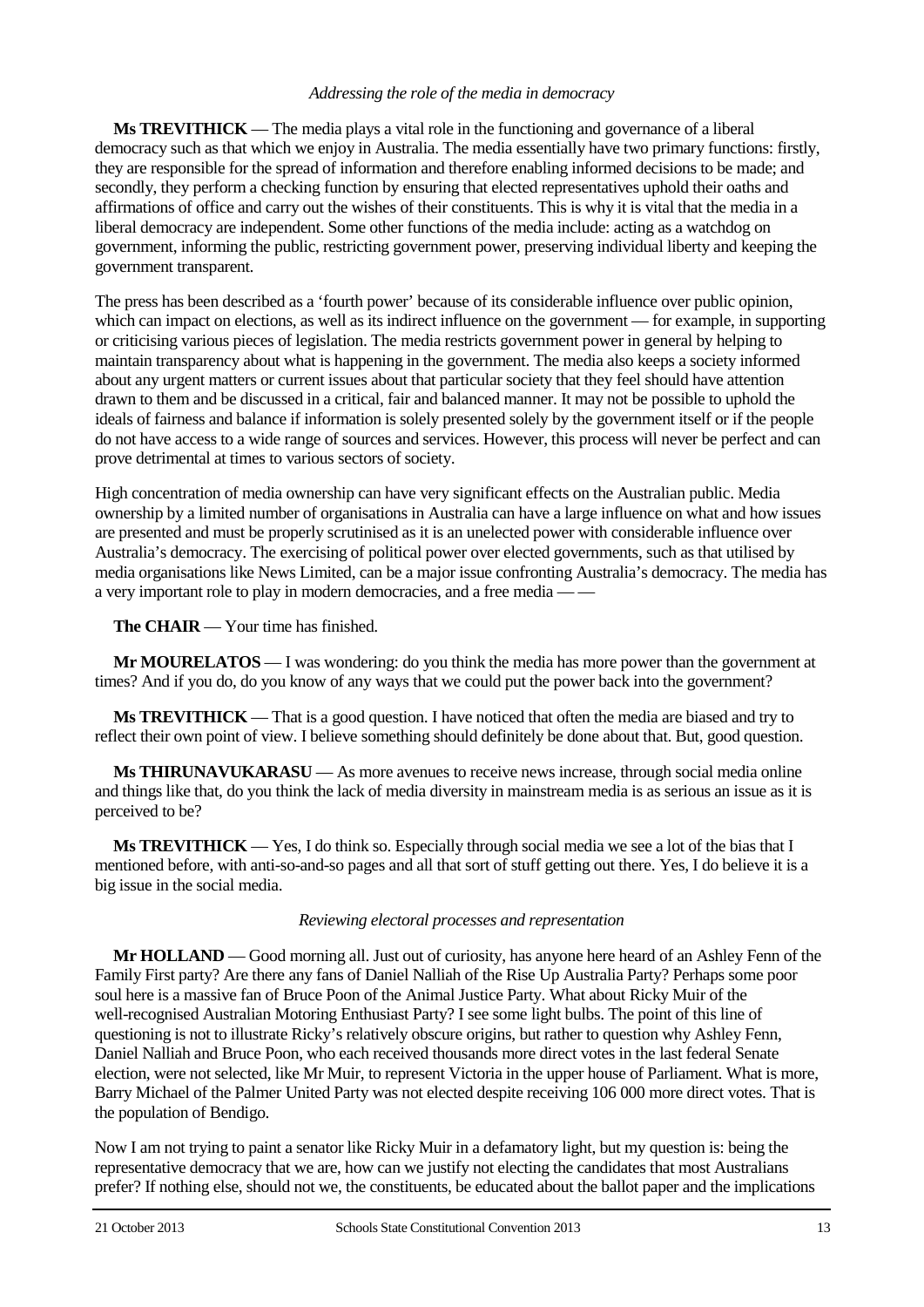*Addressing the role of the media in democracy*

**Ms TREVITHICK** — The media plays a vital role in the functioning and governance of a liberal democracy such as that which we enjoy in Australia. The media essentially have two primary functions: firstly, they are responsible for the spread of information and therefore enabling informed decisions to be made; and secondly, they perform a checking function by ensuring that elected representatives uphold their oaths and affirmations of office and carry out the wishes of their constituents. This is why it is vital that the media in a liberal democracy are independent. Some other functions of the media include: acting as a watchdog on government, informing the public, restricting government power, preserving individual liberty and keeping the government transparent.

The press has been described as a 'fourth power' because of its considerable influence over public opinion, which can impact on elections, as well as its indirect influence on the government — for example, in supporting or criticising various pieces of legislation. The media restricts government power in general by helping to maintain transparency about what is happening in the government. The media also keeps a society informed about any urgent matters or current issues about that particular society that they feel should have attention drawn to them and be discussed in a critical, fair and balanced manner. It may not be possible to uphold the ideals of fairness and balance if information is solely presented solely by the government itself or if the people do not have access to a wide range of sources and services. However, this process will never be perfect and can prove detrimental at times to various sectors of society.

High concentration of media ownership can have very significant effects on the Australian public. Media ownership by a limited number of organisations in Australia can have a large influence on what and how issues are presented and must be properly scrutinised as it is an unelected power with considerable influence over Australia's democracy. The exercising of political power over elected governments, such as that utilised by media organisations like News Limited, can be a major issue confronting Australia's democracy. The media has a very important role to play in modern democracies, and a free media — —

**The CHAIR** — Your time has finished.

**Mr MOURELATOS** — I was wondering: do you think the media has more power than the government at times? And if you do, do you know of any ways that we could put the power back into the government?

**Ms TREVITHICK** — That is a good question. I have noticed that often the media are biased and try to reflect their own point of view. I believe something should definitely be done about that. But, good question.

**Ms THIRUNAVUKARASU** — As more avenues to receive news increase, through social media online and things like that, do you think the lack of media diversity in mainstream media is as serious an issue as it is perceived to be?

**Ms TREVITHICK** — Yes, I do think so. Especially through social media we see a lot of the bias that I mentioned before, with anti-so-and-so pages and all that sort of stuff getting out there. Yes, I do believe it is a big issue in the social media.

*Reviewing electoral processes and representation*

**Mr HOLLAND** — Good morning all. Just out of curiosity, has anyone here heard of an Ashley Fenn of the Family First party? Are there any fans of Daniel Nalliah of the Rise Up Australia Party? Perhaps some poor soul here is a massive fan of Bruce Poon of the Animal Justice Party. What about Ricky Muir of the well-recognised Australian Motoring Enthusiast Party? I see some light bulbs. The point of this line of questioning is not to illustrate Ricky's relatively obscure origins, but rather to question why Ashley Fenn, Daniel Nalliah and Bruce Poon, who each received thousands more direct votes in the last federal Senate election, were not selected, like Mr Muir, to represent Victoria in the upper house of Parliament. What is more, Barry Michael of the Palmer United Party was not elected despite receiving 106 000 more direct votes. That is the population of Bendigo.

Now I am not trying to paint a senator like Ricky Muir in a defamatory light, but my question is: being the representative democracy that we are, how can we justify not electing the candidates that most Australians prefer? If nothing else, should not we, the constituents, be educated about the ballot paper and the implications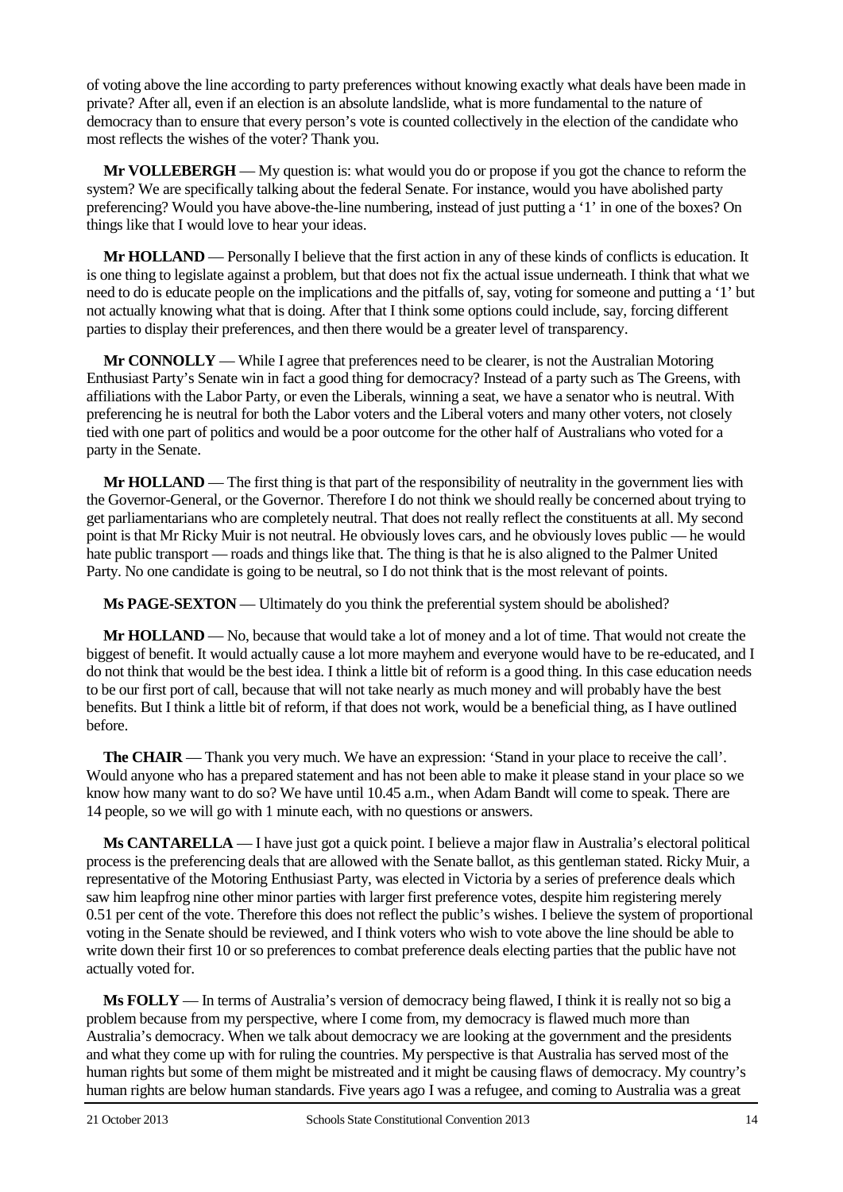of voting above the line according to party preferences without knowing exactly what deals have been made in private? After all, even if an election is an absolute landslide, what is more fundamental to the nature of democracy than to ensure that every person's vote is counted collectively in the election of the candidate who most reflects the wishes of the voter? Thank you.

**Mr VOLLEBERGH** — My question is: what would you do or propose if you got the chance to reform the system? We are specifically talking about the federal Senate. For instance, would you have abolished party preferencing? Would you have above-the-line numbering, instead of just putting a '1' in one of the boxes? On things like that I would love to hear your ideas.

**Mr HOLLAND** — Personally I believe that the first action in any of these kinds of conflicts is education. It is one thing to legislate against a problem, but that does not fix the actual issue underneath. I think that what we need to do is educate people on the implications and the pitfalls of, say, voting for someone and putting a '1' but not actually knowing what that is doing. After that I think some options could include, say, forcing different parties to display their preferences, and then there would be a greater level of transparency.

**Mr CONNOLLY** — While I agree that preferences need to be clearer, is not the Australian Motoring Enthusiast Party's Senate win in fact a good thing for democracy? Instead of a party such as The Greens, with affiliations with the Labor Party, or even the Liberals, winning a seat, we have a senator who is neutral. With preferencing he is neutral for both the Labor voters and the Liberal voters and many other voters, not closely tied with one part of politics and would be a poor outcome for the other half of Australians who voted for a party in the Senate.

**Mr HOLLAND** — The first thing is that part of the responsibility of neutrality in the government lies with the Governor-General, or the Governor. Therefore I do not think we should really be concerned about trying to get parliamentarians who are completely neutral. That does not really reflect the constituents at all. My second point is that Mr Ricky Muir is not neutral. He obviously loves cars, and he obviously loves public — he would hate public transport — roads and things like that. The thing is that he is also aligned to the Palmer United Party. No one candidate is going to be neutral, so I do not think that is the most relevant of points.

**Ms PAGE-SEXTON** — Ultimately do you think the preferential system should be abolished?

**Mr HOLLAND** — No, because that would take a lot of money and a lot of time. That would not create the biggest of benefit. It would actually cause a lot more mayhem and everyone would have to be re-educated, and I do not think that would be the best idea. I think a little bit of reform is a good thing. In this case education needs to be our first port of call, because that will not take nearly as much money and will probably have the best benefits. But I think a little bit of reform, if that does not work, would be a beneficial thing, as I have outlined before.

**The CHAIR** — Thank you very much. We have an expression: 'Stand in your place to receive the call'. Would anyone who has a prepared statement and has not been able to make it please stand in your place so we know how many want to do so? We have until 10.45 a.m., when Adam Bandt will come to speak. There are 14 people, so we will go with 1 minute each, with no questions or answers.

**Ms CANTARELLA** — I have just got a quick point. I believe a major flaw in Australia's electoral political process is the preferencing deals that are allowed with the Senate ballot, as this gentleman stated. Ricky Muir, a representative of the Motoring Enthusiast Party, was elected in Victoria by a series of preference deals which saw him leapfrog nine other minor parties with larger first preference votes, despite him registering merely 0.51 per cent of the vote. Therefore this does not reflect the public's wishes. I believe the system of proportional voting in the Senate should be reviewed, and I think voters who wish to vote above the line should be able to write down their first 10 or so preferences to combat preference deals electing parties that the public have not actually voted for.

**Ms FOLLY** — In terms of Australia's version of democracy being flawed, I think it is really not so big a problem because from my perspective, where I come from, my democracy is flawed much more than Australia's democracy. When we talk about democracy we are looking at the government and the presidents and what they come up with for ruling the countries. My perspective is that Australia has served most of the human rights but some of them might be mistreated and it might be causing flaws of democracy. My country's human rights are below human standards. Five years ago I was a refugee, and coming to Australia was a great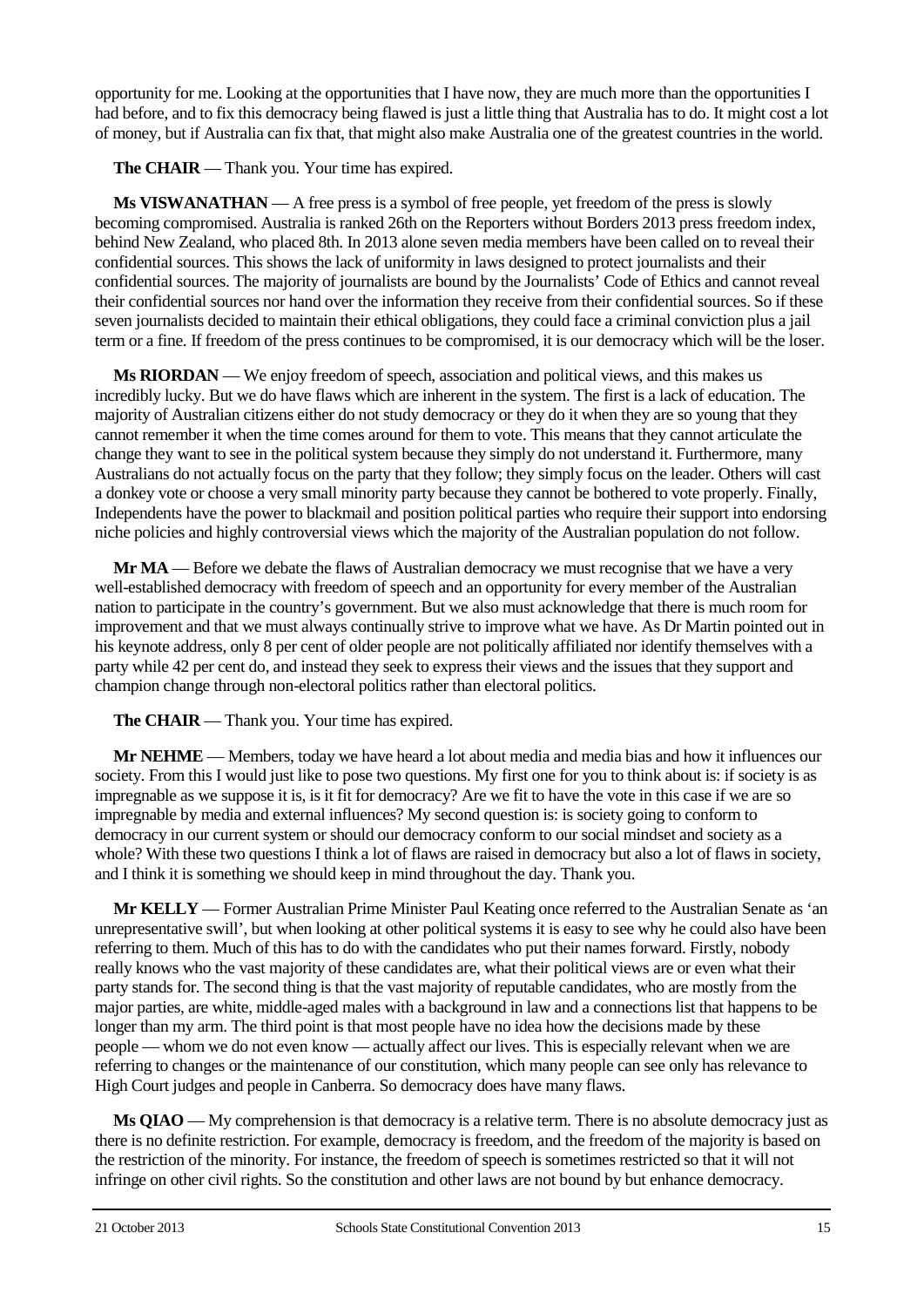opportunity for me. Looking at the opportunities that I have now, they are much more than the opportunities I had before, and to fix this democracy being flawed is just a little thing that Australia has to do. It might cost a lot of money, but if Australia can fix that, that might also make Australia one of the greatest countries in the world.

**The CHAIR** — Thank you. Your time has expired.

**Ms VISWANATHAN** — A free press is a symbol of free people, yet freedom of the press is slowly becoming compromised. Australia is ranked 26th on the Reporters without Borders 2013 press freedom index, behind New Zealand, who placed 8th. In 2013 alone seven media members have been called on to reveal their confidential sources. This shows the lack of uniformity in laws designed to protect journalists and their confidential sources. The majority of journalists are bound by the Journalists' Code of Ethics and cannot reveal their confidential sources nor hand over the information they receive from their confidential sources. So if these seven journalists decided to maintain their ethical obligations, they could face a criminal conviction plus a jail term or a fine. If freedom of the press continues to be compromised, it is our democracy which will be the loser.

**Ms RIORDAN** — We enjoy freedom of speech, association and political views, and this makes us incredibly lucky. But we do have flaws which are inherent in the system. The first is a lack of education. The majority of Australian citizens either do not study democracy or they do it when they are so young that they cannot remember it when the time comes around for them to vote. This means that they cannot articulate the change they want to see in the political system because they simply do not understand it. Furthermore, many Australians do not actually focus on the party that they follow; they simply focus on the leader. Others will cast a donkey vote or choose a very small minority party because they cannot be bothered to vote properly. Finally, Independents have the power to blackmail and position political parties who require their support into endorsing niche policies and highly controversial views which the majority of the Australian population do not follow.

**Mr MA** — Before we debate the flaws of Australian democracy we must recognise that we have a very well-established democracy with freedom of speech and an opportunity for every member of the Australian nation to participate in the country's government. But we also must acknowledge that there is much room for improvement and that we must always continually strive to improve what we have. As Dr Martin pointed out in his keynote address, only 8 per cent of older people are not politically affiliated nor identify themselves with a party while 42 per cent do, and instead they seek to express their views and the issues that they support and champion change through non-electoral politics rather than electoral politics.

**The CHAIR** — Thank you. Your time has expired.

**Mr NEHME** — Members, today we have heard a lot about media and media bias and how it influences our society. From this I would just like to pose two questions. My first one for you to think about is: if society is as impregnable as we suppose it is, is it fit for democracy? Are we fit to have the vote in this case if we are so impregnable by media and external influences? My second question is: is society going to conform to democracy in our current system or should our democracy conform to our social mindset and society as a whole? With these two questions I think a lot of flaws are raised in democracy but also a lot of flaws in society, and I think it is something we should keep in mind throughout the day. Thank you.

**Mr KELLY** — Former Australian Prime Minister Paul Keating once referred to the Australian Senate as 'an unrepresentative swill', but when looking at other political systems it is easy to see why he could also have been referring to them. Much of this has to do with the candidates who put their names forward. Firstly, nobody really knows who the vast majority of these candidates are, what their political views are or even what their party stands for. The second thing is that the vast majority of reputable candidates, who are mostly from the major parties, are white, middle-aged males with a background in law and a connections list that happens to be longer than my arm. The third point is that most people have no idea how the decisions made by these people — whom we do not even know — actually affect our lives. This is especially relevant when we are referring to changes or the maintenance of our constitution, which many people can see only has relevance to High Court judges and people in Canberra. So democracy does have many flaws.

**Ms QIAO** — My comprehension is that democracy is a relative term. There is no absolute democracy just as there is no definite restriction. For example, democracy is freedom, and the freedom of the majority is based on the restriction of the minority. For instance, the freedom of speech is sometimes restricted so that it will not infringe on other civil rights. So the constitution and other laws are not bound by but enhance democracy.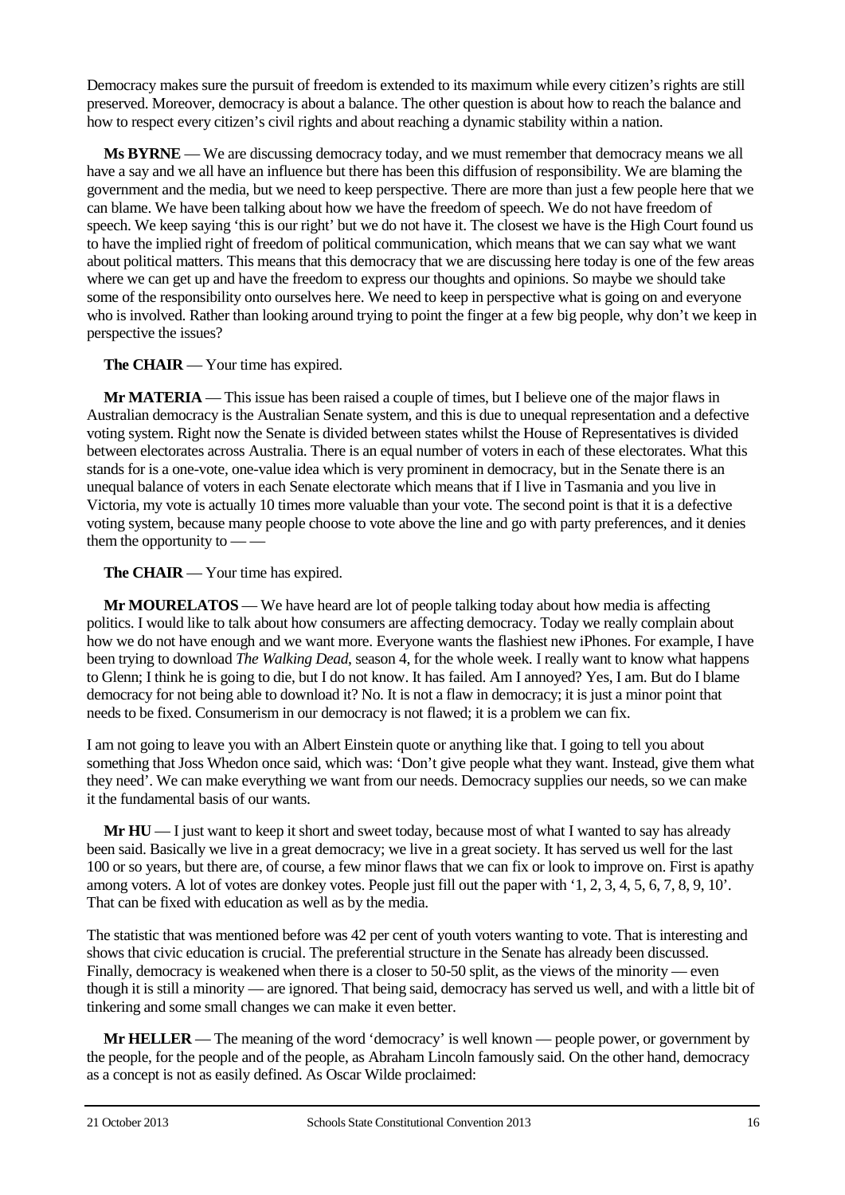Democracy makes sure the pursuit of freedom is extended to its maximum while every citizen's rights are still preserved. Moreover, democracy is about a balance. The other question is about how to reach the balance and how to respect every citizen's civil rights and about reaching a dynamic stability within a nation.

**Ms BYRNE** — We are discussing democracy today, and we must remember that democracy means we all have a say and we all have an influence but there has been this diffusion of responsibility. We are blaming the government and the media, but we need to keep perspective. There are more than just a few people here that we can blame. We have been talking about how we have the freedom of speech. We do not have freedom of speech. We keep saying 'this is our right' but we do not have it. The closest we have is the High Court found us to have the implied right of freedom of political communication, which means that we can say what we want about political matters. This means that this democracy that we are discussing here today is one of the few areas where we can get up and have the freedom to express our thoughts and opinions. So maybe we should take some of the responsibility onto ourselves here. We need to keep in perspective what is going on and everyone who is involved. Rather than looking around trying to point the finger at a few big people, why don't we keep in perspective the issues?

**The CHAIR** — Your time has expired.

**Mr MATERIA** — This issue has been raised a couple of times, but I believe one of the major flaws in Australian democracy is the Australian Senate system, and this is due to unequal representation and a defective voting system. Right now the Senate is divided between states whilst the House of Representatives is divided between electorates across Australia. There is an equal number of voters in each of these electorates. What this stands for is a one-vote, one-value idea which is very prominent in democracy, but in the Senate there is an unequal balance of voters in each Senate electorate which means that if I live in Tasmania and you live in Victoria, my vote is actually 10 times more valuable than your vote. The second point is that it is a defective voting system, because many people choose to vote above the line and go with party preferences, and it denies them the opportunity to — —

**The CHAIR** — Your time has expired.

**Mr MOURELATOS** — We have heard are lot of people talking today about how media is affecting politics. I would like to talk about how consumers are affecting democracy. Today we really complain about how we do not have enough and we want more. Everyone wants the flashiest new iPhones. For example, I have been trying to download *The Walking Dead*, season 4, for the whole week. I really want to know what happens to Glenn; I think he is going to die, but I do not know. It has failed. Am I annoyed? Yes, I am. But do I blame democracy for not being able to download it? No. It is not a flaw in democracy; it is just a minor point that needs to be fixed. Consumerism in our democracy is not flawed; it is a problem we can fix.

I am not going to leave you with an Albert Einstein quote or anything like that. I going to tell you about something that Joss Whedon once said, which was: 'Don't give people what they want. Instead, give them what they need'. We can make everything we want from our needs. Democracy supplies our needs, so we can make it the fundamental basis of our wants.

**Mr HU** — I just want to keep it short and sweet today, because most of what I wanted to say has already been said. Basically we live in a great democracy; we live in a great society. It has served us well for the last 100 or so years, but there are, of course, a few minor flaws that we can fix or look to improve on. First is apathy among voters. A lot of votes are donkey votes. People just fill out the paper with '1, 2, 3, 4, 5, 6, 7, 8, 9, 10'. That can be fixed with education as well as by the media.

The statistic that was mentioned before was 42 per cent of youth voters wanting to vote. That is interesting and shows that civic education is crucial. The preferential structure in the Senate has already been discussed. Finally, democracy is weakened when there is a closer to 50-50 split, as the views of the minority — even though it is still a minority — are ignored. That being said, democracy has served us well, and with a little bit of tinkering and some small changes we can make it even better.

**Mr HELLER** — The meaning of the word 'democracy' is well known — people power, or government by the people, for the people and of the people, as Abraham Lincoln famously said. On the other hand, democracy as a concept is not as easily defined. As Oscar Wilde proclaimed: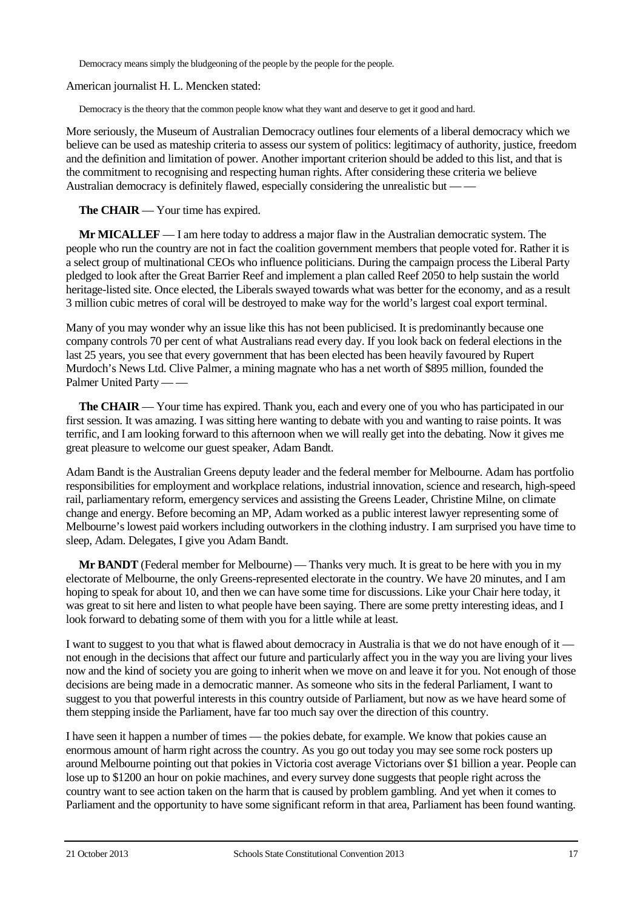> Democracy means simply the bludgeoning of the people by the people for the people.

American journalist H. L. Mencken stated:

> Democracy is the theory that the common people know what they want and deserve to get it good and hard.

More seriously, the Museum of Australian Democracy outlines four elements of a liberal democracy which we believe can be used as mateship criteria to assess our system of politics: legitimacy of authority, justice, freedom and the definition and limitation of power. Another important criterion should be added to this list, and that is the commitment to recognising and respecting human rights. After considering these criteria we believe Australian democracy is definitely flawed, especially considering the unrealistic but — —

**The CHAIR** — Your time has expired.

**Mr MICALLEF** — I am here today to address a major flaw in the Australian democratic system. The people who run the country are not in fact the coalition government members that people voted for. Rather it is a select group of multinational CEOs who influence politicians. During the campaign process the Liberal Party pledged to look after the Great Barrier Reef and implement a plan called Reef 2050 to help sustain the world heritage-listed site. Once elected, the Liberals swayed towards what was better for the economy, and as a result 3 million cubic metres of coral will be destroyed to make way for the world's largest coal export terminal.

Many of you may wonder why an issue like this has not been publicised. It is predominantly because one company controls 70 per cent of what Australians read every day. If you look back on federal elections in the last 25 years, you see that every government that has been elected has been heavily favoured by Rupert Murdoch's News Ltd. Clive Palmer, a mining magnate who has a net worth of $895 million, founded the Palmer United Party — —

**The CHAIR** — Your time has expired. Thank you, each and every one of you who has participated in our first session. It was amazing. I was sitting here wanting to debate with you and wanting to raise points. It was terrific, and I am looking forward to this afternoon when we will really get into the debating. Now it gives me great pleasure to welcome our guest speaker, Adam Bandt.

Adam Bandt is the Australian Greens deputy leader and the federal member for Melbourne. Adam has portfolio responsibilities for employment and workplace relations, industrial innovation, science and research, high-speed rail, parliamentary reform, emergency services and assisting the Greens Leader, Christine Milne, on climate change and energy. Before becoming an MP, Adam worked as a public interest lawyer representing some of Melbourne's lowest paid workers including outworkers in the clothing industry. I am surprised you have time to sleep, Adam. Delegates, I give you Adam Bandt.

**Mr BANDT** (Federal member for Melbourne) — Thanks very much. It is great to be here with you in my electorate of Melbourne, the only Greens-represented electorate in the country. We have 20 minutes, and I am hoping to speak for about 10, and then we can have some time for discussions. Like your Chair here today, it was great to sit here and listen to what people have been saying. There are some pretty interesting ideas, and I look forward to debating some of them with you for a little while at least.

I want to suggest to you that what is flawed about democracy in Australia is that we do not have enough of it — not enough in the decisions that affect our future and particularly affect you in the way you are living your lives now and the kind of society you are going to inherit when we move on and leave it for you. Not enough of those decisions are being made in a democratic manner. As someone who sits in the federal Parliament, I want to suggest to you that powerful interests in this country outside of Parliament, but now as we have heard some of them stepping inside the Parliament, have far too much say over the direction of this country.

I have seen it happen a number of times — the pokies debate, for example. We know that pokies cause an enormous amount of harm right across the country. As you go out today you may see some rock posters up around Melbourne pointing out that pokies in Victoria cost average Victorians over $1 billion a year. People can lose up to $1200 an hour on pokie machines, and every survey done suggests that people right across the country want to see action taken on the harm that is caused by problem gambling. And yet when it comes to Parliament and the opportunity to have some significant reform in that area, Parliament has been found wanting.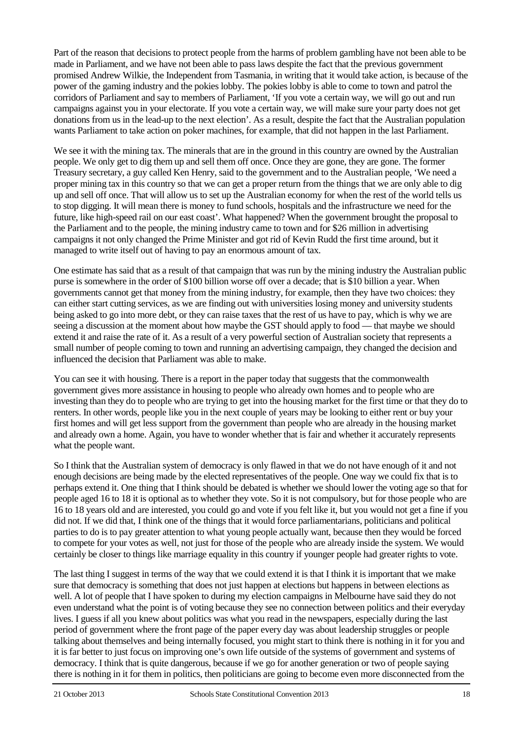Part of the reason that decisions to protect people from the harms of problem gambling have not been able to be made in Parliament, and we have not been able to pass laws despite the fact that the previous government promised Andrew Wilkie, the Independent from Tasmania, in writing that it would take action, is because of the power of the gaming industry and the pokies lobby. The pokies lobby is able to come to town and patrol the corridors of Parliament and say to members of Parliament, 'If you vote a certain way, we will go out and run campaigns against you in your electorate. If you vote a certain way, we will make sure your party does not get donations from us in the lead-up to the next election'. As a result, despite the fact that the Australian population wants Parliament to take action on poker machines, for example, that did not happen in the last Parliament.

We see it with the mining tax. The minerals that are in the ground in this country are owned by the Australian people. We only get to dig them up and sell them off once. Once they are gone, they are gone. The former Treasury secretary, a guy called Ken Henry, said to the government and to the Australian people, 'We need a proper mining tax in this country so that we can get a proper return from the things that we are only able to dig up and sell off once. That will allow us to set up the Australian economy for when the rest of the world tells us to stop digging. It will mean there is money to fund schools, hospitals and the infrastructure we need for the future, like high-speed rail on our east coast'. What happened? When the government brought the proposal to the Parliament and to the people, the mining industry came to town and for $26 million in advertising campaigns it not only changed the Prime Minister and got rid of Kevin Rudd the first time around, but it managed to write itself out of having to pay an enormous amount of tax.

One estimate has said that as a result of that campaign that was run by the mining industry the Australian public purse is somewhere in the order of $100 billion worse off over a decade; that is $10 billion a year. When governments cannot get that money from the mining industry, for example, then they have two choices: they can either start cutting services, as we are finding out with universities losing money and university students being asked to go into more debt, or they can raise taxes that the rest of us have to pay, which is why we are seeing a discussion at the moment about how maybe the GST should apply to food — that maybe we should extend it and raise the rate of it. As a result of a very powerful section of Australian society that represents a small number of people coming to town and running an advertising campaign, they changed the decision and influenced the decision that Parliament was able to make.

You can see it with housing. There is a report in the paper today that suggests that the commonwealth government gives more assistance in housing to people who already own homes and to people who are investing than they do to people who are trying to get into the housing market for the first time or that they do to renters. In other words, people like you in the next couple of years may be looking to either rent or buy your first homes and will get less support from the government than people who are already in the housing market and already own a home. Again, you have to wonder whether that is fair and whether it accurately represents what the people want.

So I think that the Australian system of democracy is only flawed in that we do not have enough of it and not enough decisions are being made by the elected representatives of the people. One way we could fix that is to perhaps extend it. One thing that I think should be debated is whether we should lower the voting age so that for people aged 16 to 18 it is optional as to whether they vote. So it is not compulsory, but for those people who are 16 to 18 years old and are interested, you could go and vote if you felt like it, but you would not get a fine if you did not. If we did that, I think one of the things that it would force parliamentarians, politicians and political parties to do is to pay greater attention to what young people actually want, because then they would be forced to compete for your votes as well, not just for those of the people who are already inside the system. We would certainly be closer to things like marriage equality in this country if younger people had greater rights to vote.

The last thing I suggest in terms of the way that we could extend it is that I think it is important that we make sure that democracy is something that does not just happen at elections but happens in between elections as well. A lot of people that I have spoken to during my election campaigns in Melbourne have said they do not even understand what the point is of voting because they see no connection between politics and their everyday lives. I guess if all you knew about politics was what you read in the newspapers, especially during the last period of government where the front page of the paper every day was about leadership struggles or people talking about themselves and being internally focused, you might start to think there is nothing in it for you and it is far better to just focus on improving one's own life outside of the systems of government and systems of democracy. I think that is quite dangerous, because if we go for another generation or two of people saying there is nothing in it for them in politics, then politicians are going to become even more disconnected from the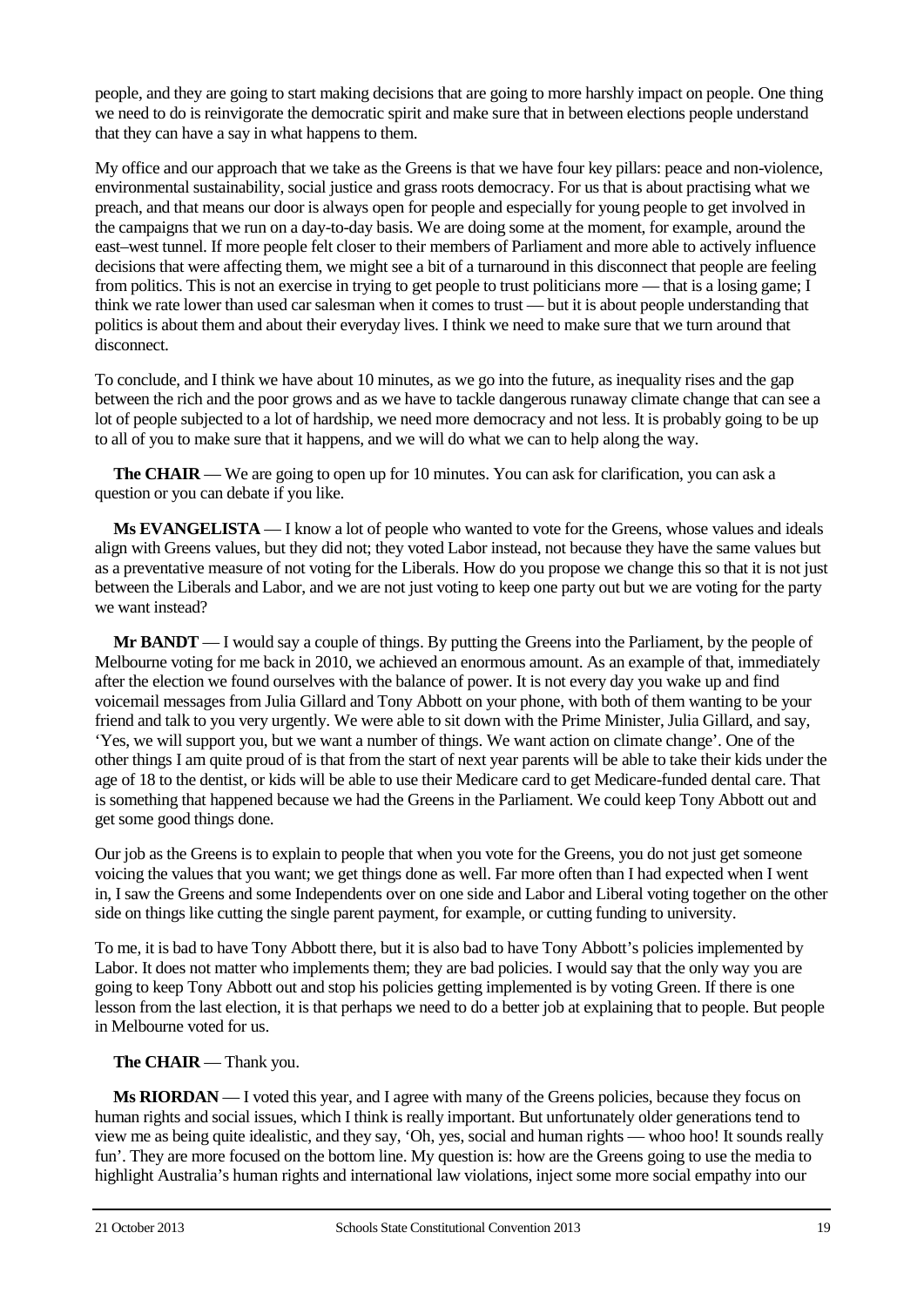people, and they are going to start making decisions that are going to more harshly impact on people. One thing we need to do is reinvigorate the democratic spirit and make sure that in between elections people understand that they can have a say in what happens to them.

My office and our approach that we take as the Greens is that we have four key pillars: peace and non-violence, environmental sustainability, social justice and grass roots democracy. For us that is about practising what we preach, and that means our door is always open for people and especially for young people to get involved in the campaigns that we run on a day-to-day basis. We are doing some at the moment, for example, around the east–west tunnel. If more people felt closer to their members of Parliament and more able to actively influence decisions that were affecting them, we might see a bit of a turnaround in this disconnect that people are feeling from politics. This is not an exercise in trying to get people to trust politicians more — that is a losing game; I think we rate lower than used car salesman when it comes to trust — but it is about people understanding that politics is about them and about their everyday lives. I think we need to make sure that we turn around that disconnect.

To conclude, and I think we have about 10 minutes, as we go into the future, as inequality rises and the gap between the rich and the poor grows and as we have to tackle dangerous runaway climate change that can see a lot of people subjected to a lot of hardship, we need more democracy and not less. It is probably going to be up to all of you to make sure that it happens, and we will do what we can to help along the way.

**The CHAIR** — We are going to open up for 10 minutes. You can ask for clarification, you can ask a question or you can debate if you like.

**Ms EVANGELISTA** — I know a lot of people who wanted to vote for the Greens, whose values and ideals align with Greens values, but they did not; they voted Labor instead, not because they have the same values but as a preventative measure of not voting for the Liberals. How do you propose we change this so that it is not just between the Liberals and Labor, and we are not just voting to keep one party out but we are voting for the party we want instead?

**Mr BANDT** — I would say a couple of things. By putting the Greens into the Parliament, by the people of Melbourne voting for me back in 2010, we achieved an enormous amount. As an example of that, immediately after the election we found ourselves with the balance of power. It is not every day you wake up and find voicemail messages from Julia Gillard and Tony Abbott on your phone, with both of them wanting to be your friend and talk to you very urgently. We were able to sit down with the Prime Minister, Julia Gillard, and say, 'Yes, we will support you, but we want a number of things. We want action on climate change'. One of the other things I am quite proud of is that from the start of next year parents will be able to take their kids under the age of 18 to the dentist, or kids will be able to use their Medicare card to get Medicare-funded dental care. That is something that happened because we had the Greens in the Parliament. We could keep Tony Abbott out and get some good things done.

Our job as the Greens is to explain to people that when you vote for the Greens, you do not just get someone voicing the values that you want; we get things done as well. Far more often than I had expected when I went in, I saw the Greens and some Independents over on one side and Labor and Liberal voting together on the other side on things like cutting the single parent payment, for example, or cutting funding to university.

To me, it is bad to have Tony Abbott there, but it is also bad to have Tony Abbott's policies implemented by Labor. It does not matter who implements them; they are bad policies. I would say that the only way you are going to keep Tony Abbott out and stop his policies getting implemented is by voting Green. If there is one lesson from the last election, it is that perhaps we need to do a better job at explaining that to people. But people in Melbourne voted for us.

**The CHAIR** — Thank you.

**Ms RIORDAN** — I voted this year, and I agree with many of the Greens policies, because they focus on human rights and social issues, which I think is really important. But unfortunately older generations tend to view me as being quite idealistic, and they say, 'Oh, yes, social and human rights — whoo hoo! It sounds really fun'. They are more focused on the bottom line. My question is: how are the Greens going to use the media to highlight Australia's human rights and international law violations, inject some more social empathy into our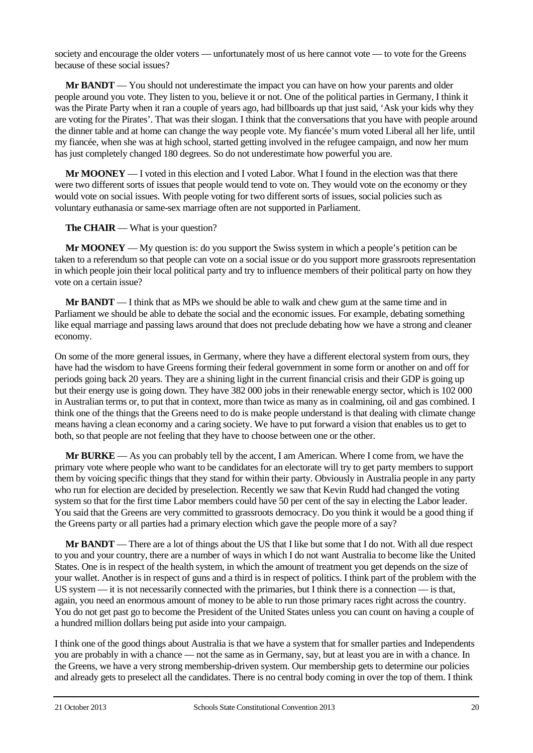society and encourage the older voters — unfortunately most of us here cannot vote — to vote for the Greens because of these social issues?

**Mr BANDT** — You should not underestimate the impact you can have on how your parents and older people around you vote. They listen to you, believe it or not. One of the political parties in Germany, I think it was the Pirate Party when it ran a couple of years ago, had billboards up that just said, 'Ask your kids why they are voting for the Pirates'. That was their slogan. I think that the conversations that you have with people around the dinner table and at home can change the way people vote. My fiancée's mum voted Liberal all her life, until my fiancée, when she was at high school, started getting involved in the refugee campaign, and now her mum has just completely changed 180 degrees. So do not underestimate how powerful you are.

**Mr MOONEY** — I voted in this election and I voted Labor. What I found in the election was that there were two different sorts of issues that people would tend to vote on. They would vote on the economy or they would vote on social issues. With people voting for two different sorts of issues, social policies such as voluntary euthanasia or same-sex marriage often are not supported in Parliament.

**The CHAIR** — What is your question?

**Mr MOONEY** — My question is: do you support the Swiss system in which a people's petition can be taken to a referendum so that people can vote on a social issue or do you support more grassroots representation in which people join their local political party and try to influence members of their political party on how they vote on a certain issue?

**Mr BANDT** — I think that as MPs we should be able to walk and chew gum at the same time and in Parliament we should be able to debate the social and the economic issues. For example, debating something like equal marriage and passing laws around that does not preclude debating how we have a strong and cleaner economy.

On some of the more general issues, in Germany, where they have a different electoral system from ours, they have had the wisdom to have Greens forming their federal government in some form or another on and off for periods going back 20 years. They are a shining light in the current financial crisis and their GDP is going up but their energy use is going down. They have 382 000 jobs in their renewable energy sector, which is 102 000 in Australian terms or, to put that in context, more than twice as many as in coalmining, oil and gas combined. I think one of the things that the Greens need to do is make people understand is that dealing with climate change means having a clean economy and a caring society. We have to put forward a vision that enables us to get to both, so that people are not feeling that they have to choose between one or the other.

**Mr BURKE** — As you can probably tell by the accent, I am American. Where I come from, we have the primary vote where people who want to be candidates for an electorate will try to get party members to support them by voicing specific things that they stand for within their party. Obviously in Australia people in any party who run for election are decided by preselection. Recently we saw that Kevin Rudd had changed the voting system so that for the first time Labor members could have 50 per cent of the say in electing the Labor leader. You said that the Greens are very committed to grassroots democracy. Do you think it would be a good thing if the Greens party or all parties had a primary election which gave the people more of a say?

**Mr BANDT** — There are a lot of things about the US that I like but some that I do not. With all due respect to you and your country, there are a number of ways in which I do not want Australia to become like the United States. One is in respect of the health system, in which the amount of treatment you get depends on the size of your wallet. Another is in respect of guns and a third is in respect of politics. I think part of the problem with the US system — it is not necessarily connected with the primaries, but I think there is a connection — is that, again, you need an enormous amount of money to be able to run those primary races right across the country. You do not get past go to become the President of the United States unless you can count on having a couple of a hundred million dollars being put aside into your campaign.

I think one of the good things about Australia is that we have a system that for smaller parties and Independents you are probably in with a chance — not the same as in Germany, say, but at least you are in with a chance. In the Greens, we have a very strong membership-driven system. Our membership gets to determine our policies and already gets to preselect all the candidates. There is no central body coming in over the top of them. I think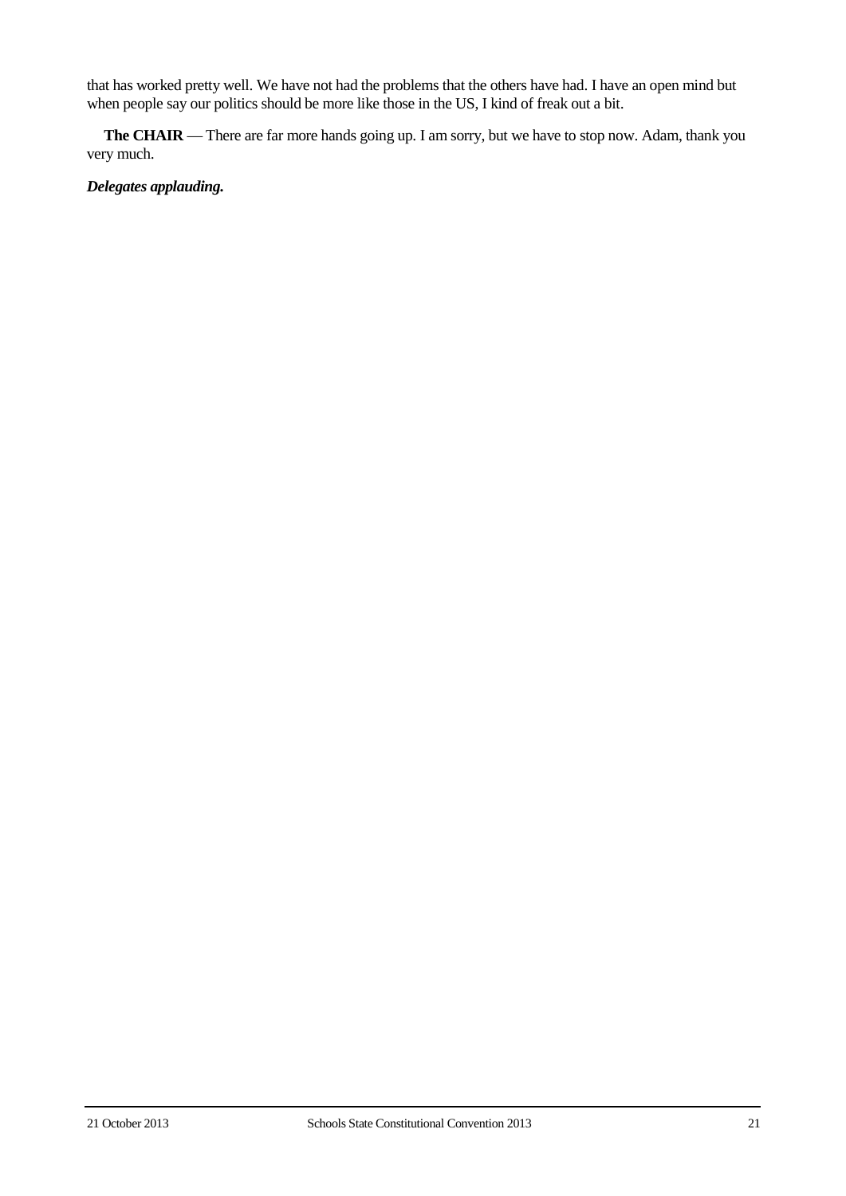that has worked pretty well. We have not had the problems that the others have had. I have an open mind but when people say our politics should be more like those in the US, I kind of freak out a bit.

**The CHAIR** — There are far more hands going up. I am sorry, but we have to stop now. Adam, thank you very much.

***Delegates applauding.***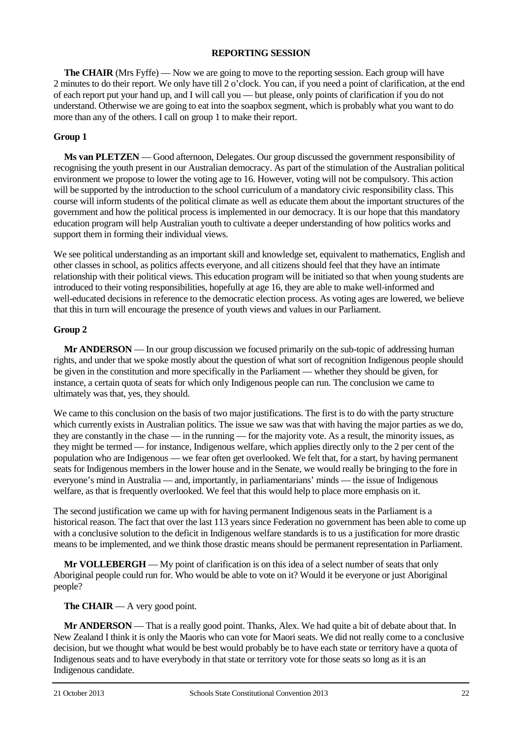## REPORTING SESSION

**The CHAIR** (Mrs Fyffe) — Now we are going to move to the reporting session. Each group will have 2 minutes to do their report. We only have till 2 o'clock. You can, if you need a point of clarification, at the end of each report put your hand up, and I will call you — but please, only points of clarification if you do not understand. Otherwise we are going to eat into the soapbox segment, which is probably what you want to do more than any of the others. I call on group 1 to make their report.

### Group 1

**Ms van PLETZEN** — Good afternoon, Delegates. Our group discussed the government responsibility of recognising the youth present in our Australian democracy. As part of the stimulation of the Australian political environment we propose to lower the voting age to 16. However, voting will not be compulsory. This action will be supported by the introduction to the school curriculum of a mandatory civic responsibility class. This course will inform students of the political climate as well as educate them about the important structures of the government and how the political process is implemented in our democracy. It is our hope that this mandatory education program will help Australian youth to cultivate a deeper understanding of how politics works and support them in forming their individual views.

We see political understanding as an important skill and knowledge set, equivalent to mathematics, English and other classes in school, as politics affects everyone, and all citizens should feel that they have an intimate relationship with their political views. This education program will be initiated so that when young students are introduced to their voting responsibilities, hopefully at age 16, they are able to make well-informed and well-educated decisions in reference to the democratic election process. As voting ages are lowered, we believe that this in turn will encourage the presence of youth views and values in our Parliament.

### Group 2

**Mr ANDERSON** — In our group discussion we focused primarily on the sub-topic of addressing human rights, and under that we spoke mostly about the question of what sort of recognition Indigenous people should be given in the constitution and more specifically in the Parliament — whether they should be given, for instance, a certain quota of seats for which only Indigenous people can run. The conclusion we came to ultimately was that, yes, they should.

We came to this conclusion on the basis of two major justifications. The first is to do with the party structure which currently exists in Australian politics. The issue we saw was that with having the major parties as we do, they are constantly in the chase — in the running — for the majority vote. As a result, the minority issues, as they might be termed — for instance, Indigenous welfare, which applies directly only to the 2 per cent of the population who are Indigenous — we fear often get overlooked. We felt that, for a start, by having permanent seats for Indigenous members in the lower house and in the Senate, we would really be bringing to the fore in everyone's mind in Australia — and, importantly, in parliamentarians' minds — the issue of Indigenous welfare, as that is frequently overlooked. We feel that this would help to place more emphasis on it.

The second justification we came up with for having permanent Indigenous seats in the Parliament is a historical reason. The fact that over the last 113 years since Federation no government has been able to come up with a conclusive solution to the deficit in Indigenous welfare standards is to us a justification for more drastic means to be implemented, and we think those drastic means should be permanent representation in Parliament.

**Mr VOLLEBERGH** — My point of clarification is on this idea of a select number of seats that only Aboriginal people could run for. Who would be able to vote on it? Would it be everyone or just Aboriginal people?

**The CHAIR** — A very good point.

**Mr ANDERSON** — That is a really good point. Thanks, Alex. We had quite a bit of debate about that. In New Zealand I think it is only the Maoris who can vote for Maori seats. We did not really come to a conclusive decision, but we thought what would be best would probably be to have each state or territory have a quota of Indigenous seats and to have everybody in that state or territory vote for those seats so long as it is an Indigenous candidate.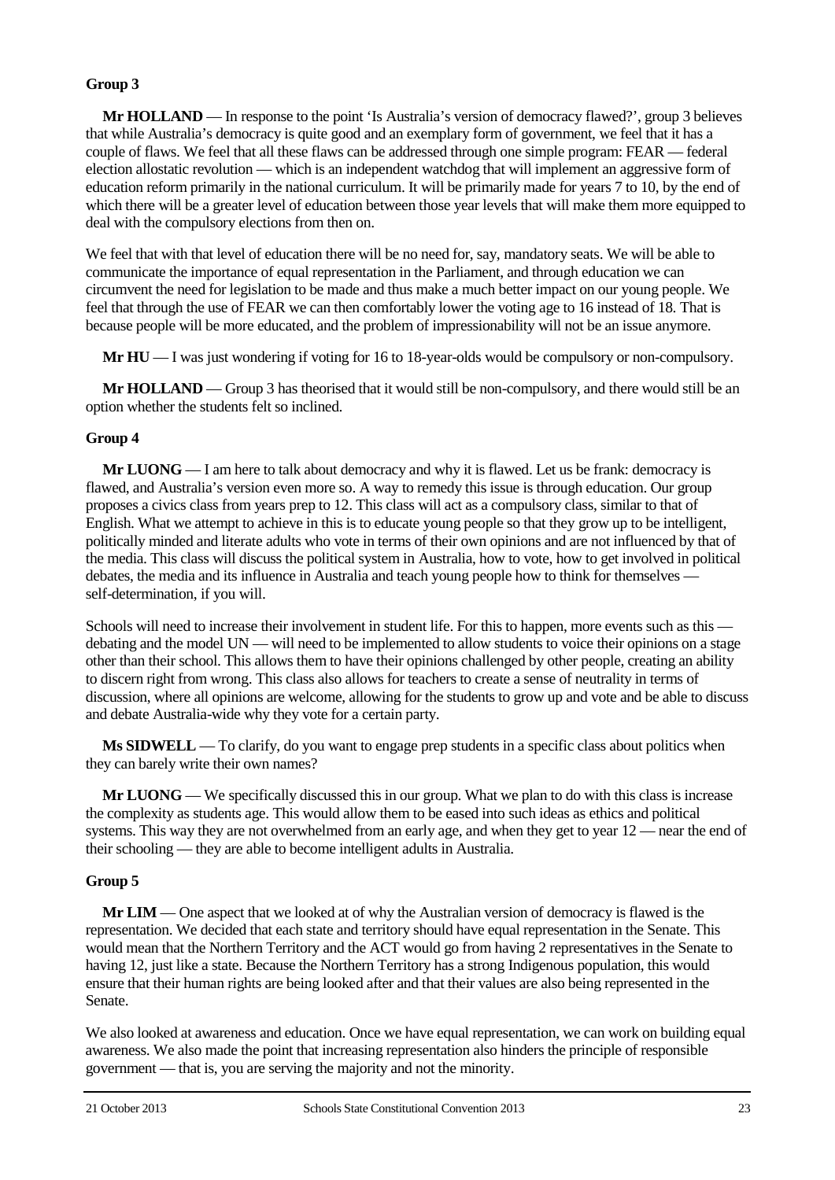## Group 3

**Mr HOLLAND** — In response to the point 'Is Australia's version of democracy flawed?', group 3 believes that while Australia's democracy is quite good and an exemplary form of government, we feel that it has a couple of flaws. We feel that all these flaws can be addressed through one simple program: FEAR — federal election allostatic revolution — which is an independent watchdog that will implement an aggressive form of education reform primarily in the national curriculum. It will be primarily made for years 7 to 10, by the end of which there will be a greater level of education between those year levels that will make them more equipped to deal with the compulsory elections from then on.

We feel that with that level of education there will be no need for, say, mandatory seats. We will be able to communicate the importance of equal representation in the Parliament, and through education we can circumvent the need for legislation to be made and thus make a much better impact on our young people. We feel that through the use of FEAR we can then comfortably lower the voting age to 16 instead of 18. That is because people will be more educated, and the problem of impressionability will not be an issue anymore.

**Mr HU** — I was just wondering if voting for 16 to 18-year-olds would be compulsory or non-compulsory.

**Mr HOLLAND** — Group 3 has theorised that it would still be non-compulsory, and there would still be an option whether the students felt so inclined.

## Group 4

**Mr LUONG** — I am here to talk about democracy and why it is flawed. Let us be frank: democracy is flawed, and Australia's version even more so. A way to remedy this issue is through education. Our group proposes a civics class from years prep to 12. This class will act as a compulsory class, similar to that of English. What we attempt to achieve in this is to educate young people so that they grow up to be intelligent, politically minded and literate adults who vote in terms of their own opinions and are not influenced by that of the media. This class will discuss the political system in Australia, how to vote, how to get involved in political debates, the media and its influence in Australia and teach young people how to think for themselves — self-determination, if you will.

Schools will need to increase their involvement in student life. For this to happen, more events such as this — debating and the model UN — will need to be implemented to allow students to voice their opinions on a stage other than their school. This allows them to have their opinions challenged by other people, creating an ability to discern right from wrong. This class also allows for teachers to create a sense of neutrality in terms of discussion, where all opinions are welcome, allowing for the students to grow up and vote and be able to discuss and debate Australia-wide why they vote for a certain party.

**Ms SIDWELL** — To clarify, do you want to engage prep students in a specific class about politics when they can barely write their own names?

**Mr LUONG** — We specifically discussed this in our group. What we plan to do with this class is increase the complexity as students age. This would allow them to be eased into such ideas as ethics and political systems. This way they are not overwhelmed from an early age, and when they get to year 12 — near the end of their schooling — they are able to become intelligent adults in Australia.

## Group 5

**Mr LIM** — One aspect that we looked at of why the Australian version of democracy is flawed is the representation. We decided that each state and territory should have equal representation in the Senate. This would mean that the Northern Territory and the ACT would go from having 2 representatives in the Senate to having 12, just like a state. Because the Northern Territory has a strong Indigenous population, this would ensure that their human rights are being looked after and that their values are also being represented in the Senate.

We also looked at awareness and education. Once we have equal representation, we can work on building equal awareness. We also made the point that increasing representation also hinders the principle of responsible government — that is, you are serving the majority and not the minority.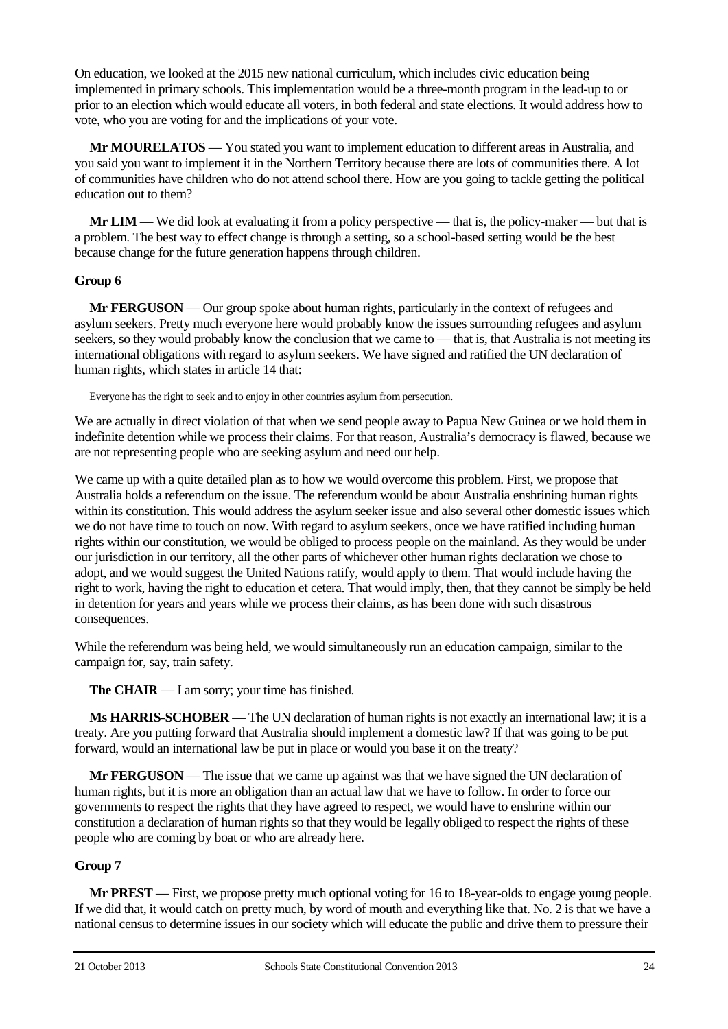On education, we looked at the 2015 new national curriculum, which includes civic education being implemented in primary schools. This implementation would be a three-month program in the lead-up to or prior to an election which would educate all voters, in both federal and state elections. It would address how to vote, who you are voting for and the implications of your vote.

**Mr MOURELATOS** — You stated you want to implement education to different areas in Australia, and you said you want to implement it in the Northern Territory because there are lots of communities there. A lot of communities have children who do not attend school there. How are you going to tackle getting the political education out to them?

**Mr LIM** — We did look at evaluating it from a policy perspective — that is, the policy-maker — but that is a problem. The best way to effect change is through a setting, so a school-based setting would be the best because change for the future generation happens through children.

**Group 6**

**Mr FERGUSON** — Our group spoke about human rights, particularly in the context of refugees and asylum seekers. Pretty much everyone here would probably know the issues surrounding refugees and asylum seekers, so they would probably know the conclusion that we came to — that is, that Australia is not meeting its international obligations with regard to asylum seekers. We have signed and ratified the UN declaration of human rights, which states in article 14 that:

> Everyone has the right to seek and to enjoy in other countries asylum from persecution.

We are actually in direct violation of that when we send people away to Papua New Guinea or we hold them in indefinite detention while we process their claims. For that reason, Australia's democracy is flawed, because we are not representing people who are seeking asylum and need our help.

We came up with a quite detailed plan as to how we would overcome this problem. First, we propose that Australia holds a referendum on the issue. The referendum would be about Australia enshrining human rights within its constitution. This would address the asylum seeker issue and also several other domestic issues which we do not have time to touch on now. With regard to asylum seekers, once we have ratified including human rights within our constitution, we would be obliged to process people on the mainland. As they would be under our jurisdiction in our territory, all the other parts of whichever other human rights declaration we chose to adopt, and we would suggest the United Nations ratify, would apply to them. That would include having the right to work, having the right to education et cetera. That would imply, then, that they cannot be simply be held in detention for years and years while we process their claims, as has been done with such disastrous consequences.

While the referendum was being held, we would simultaneously run an education campaign, similar to the campaign for, say, train safety.

**The CHAIR** — I am sorry; your time has finished.

**Ms HARRIS-SCHOBER** — The UN declaration of human rights is not exactly an international law; it is a treaty. Are you putting forward that Australia should implement a domestic law? If that was going to be put forward, would an international law be put in place or would you base it on the treaty?

**Mr FERGUSON** — The issue that we came up against was that we have signed the UN declaration of human rights, but it is more an obligation than an actual law that we have to follow. In order to force our governments to respect the rights that they have agreed to respect, we would have to enshrine within our constitution a declaration of human rights so that they would be legally obliged to respect the rights of these people who are coming by boat or who are already here.

**Group 7**

**Mr PREST** — First, we propose pretty much optional voting for 16 to 18-year-olds to engage young people. If we did that, it would catch on pretty much, by word of mouth and everything like that. No. 2 is that we have a national census to determine issues in our society which will educate the public and drive them to pressure their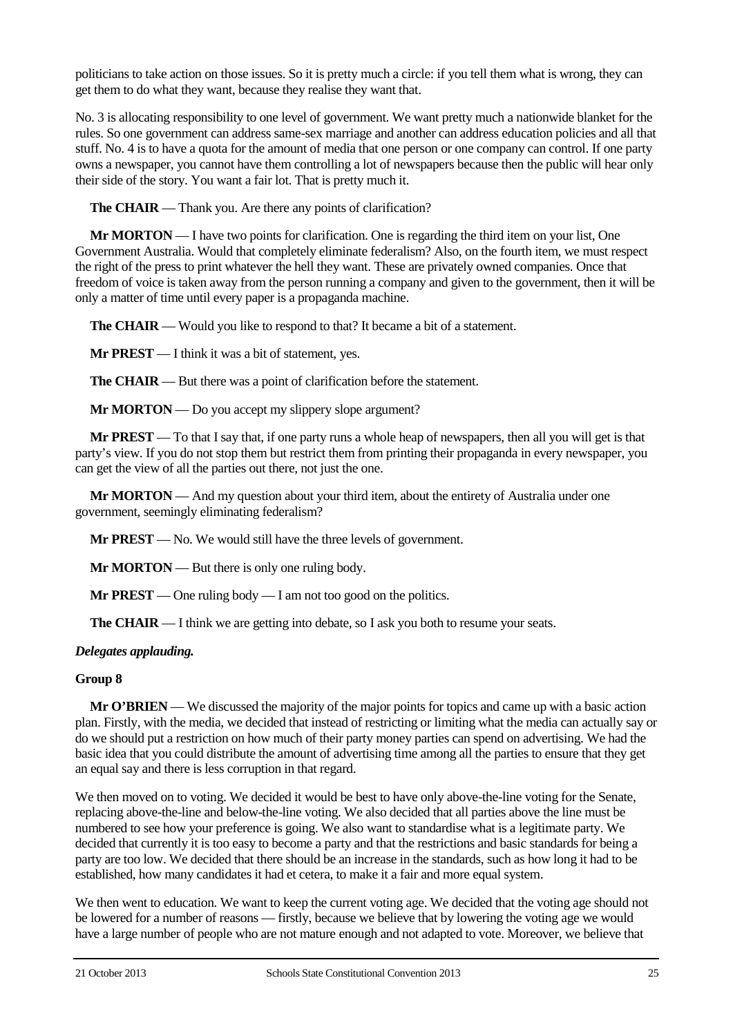politicians to take action on those issues. So it is pretty much a circle: if you tell them what is wrong, they can get them to do what they want, because they realise they want that.

No. 3 is allocating responsibility to one level of government. We want pretty much a nationwide blanket for the rules. So one government can address same-sex marriage and another can address education policies and all that stuff. No. 4 is to have a quota for the amount of media that one person or one company can control. If one party owns a newspaper, you cannot have them controlling a lot of newspapers because then the public will hear only their side of the story. You want a fair lot. That is pretty much it.

**The CHAIR** — Thank you. Are there any points of clarification?

**Mr MORTON** — I have two points for clarification. One is regarding the third item on your list, One Government Australia. Would that completely eliminate federalism? Also, on the fourth item, we must respect the right of the press to print whatever the hell they want. These are privately owned companies. Once that freedom of voice is taken away from the person running a company and given to the government, then it will be only a matter of time until every paper is a propaganda machine.

**The CHAIR** — Would you like to respond to that? It became a bit of a statement.

**Mr PREST** — I think it was a bit of statement, yes.

**The CHAIR** — But there was a point of clarification before the statement.

**Mr MORTON** — Do you accept my slippery slope argument?

**Mr PREST** — To that I say that, if one party runs a whole heap of newspapers, then all you will get is that party's view. If you do not stop them but restrict them from printing their propaganda in every newspaper, you can get the view of all the parties out there, not just the one.

**Mr MORTON** — And my question about your third item, about the entirety of Australia under one government, seemingly eliminating federalism?

**Mr PREST** — No. We would still have the three levels of government.

**Mr MORTON** — But there is only one ruling body.

**Mr PREST** — One ruling body — I am not too good on the politics.

**The CHAIR** — I think we are getting into debate, so I ask you both to resume your seats.

***Delegates applauding.***

**Group 8**

**Mr O'BRIEN** — We discussed the majority of the major points for topics and came up with a basic action plan. Firstly, with the media, we decided that instead of restricting or limiting what the media can actually say or do we should put a restriction on how much of their party money parties can spend on advertising. We had the basic idea that you could distribute the amount of advertising time among all the parties to ensure that they get an equal say and there is less corruption in that regard.

We then moved on to voting. We decided it would be best to have only above-the-line voting for the Senate, replacing above-the-line and below-the-line voting. We also decided that all parties above the line must be numbered to see how your preference is going. We also want to standardise what is a legitimate party. We decided that currently it is too easy to become a party and that the restrictions and basic standards for being a party are too low. We decided that there should be an increase in the standards, such as how long it had to be established, how many candidates it had et cetera, to make it a fair and more equal system.

We then went to education. We want to keep the current voting age. We decided that the voting age should not be lowered for a number of reasons — firstly, because we believe that by lowering the voting age we would have a large number of people who are not mature enough and not adapted to vote. Moreover, we believe that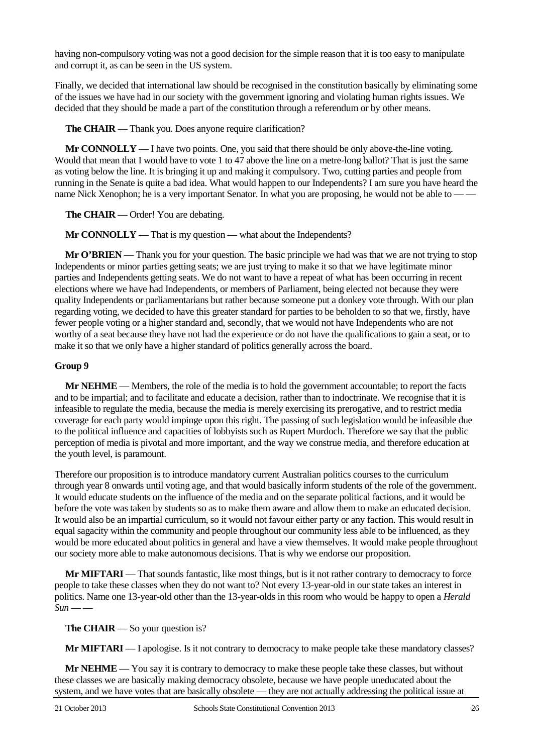having non-compulsory voting was not a good decision for the simple reason that it is too easy to manipulate and corrupt it, as can be seen in the US system.

Finally, we decided that international law should be recognised in the constitution basically by eliminating some of the issues we have had in our society with the government ignoring and violating human rights issues. We decided that they should be made a part of the constitution through a referendum or by other means.

**The CHAIR** — Thank you. Does anyone require clarification?

**Mr CONNOLLY** — I have two points. One, you said that there should be only above-the-line voting. Would that mean that I would have to vote 1 to 47 above the line on a metre-long ballot? That is just the same as voting below the line. It is bringing it up and making it compulsory. Two, cutting parties and people from running in the Senate is quite a bad idea. What would happen to our Independents? I am sure you have heard the name Nick Xenophon; he is a very important Senator. In what you are proposing, he would not be able to — —

**The CHAIR** — Order! You are debating.

**Mr CONNOLLY** — That is my question — what about the Independents?

**Mr O'BRIEN** — Thank you for your question. The basic principle we had was that we are not trying to stop Independents or minor parties getting seats; we are just trying to make it so that we have legitimate minor parties and Independents getting seats. We do not want to have a repeat of what has been occurring in recent elections where we have had Independents, or members of Parliament, being elected not because they were quality Independents or parliamentarians but rather because someone put a donkey vote through. With our plan regarding voting, we decided to have this greater standard for parties to be beholden to so that we, firstly, have fewer people voting or a higher standard and, secondly, that we would not have Independents who are not worthy of a seat because they have not had the experience or do not have the qualifications to gain a seat, or to make it so that we only have a higher standard of politics generally across the board.

**Group 9**

**Mr NEHME** — Members, the role of the media is to hold the government accountable; to report the facts and to be impartial; and to facilitate and educate a decision, rather than to indoctrinate. We recognise that it is infeasible to regulate the media, because the media is merely exercising its prerogative, and to restrict media coverage for each party would impinge upon this right. The passing of such legislation would be infeasible due to the political influence and capacities of lobbyists such as Rupert Murdoch. Therefore we say that the public perception of media is pivotal and more important, and the way we construe media, and therefore education at the youth level, is paramount.

Therefore our proposition is to introduce mandatory current Australian politics courses to the curriculum through year 8 onwards until voting age, and that would basically inform students of the role of the government. It would educate students on the influence of the media and on the separate political factions, and it would be before the vote was taken by students so as to make them aware and allow them to make an educated decision. It would also be an impartial curriculum, so it would not favour either party or any faction. This would result in equal sagacity within the community and people throughout our community less able to be influenced, as they would be more educated about politics in general and have a view themselves. It would make people throughout our society more able to make autonomous decisions. That is why we endorse our proposition.

**Mr MIFTARI** — That sounds fantastic, like most things, but is it not rather contrary to democracy to force people to take these classes when they do not want to? Not every 13-year-old in our state takes an interest in politics. Name one 13-year-old other than the 13-year-olds in this room who would be happy to open a *Herald Sun* — —

**The CHAIR** — So your question is?

**Mr MIFTARI** — I apologise. Is it not contrary to democracy to make people take these mandatory classes?

**Mr NEHME** — You say it is contrary to democracy to make these people take these classes, but without these classes we are basically making democracy obsolete, because we have people uneducated about the system, and we have votes that are basically obsolete — they are not actually addressing the political issue at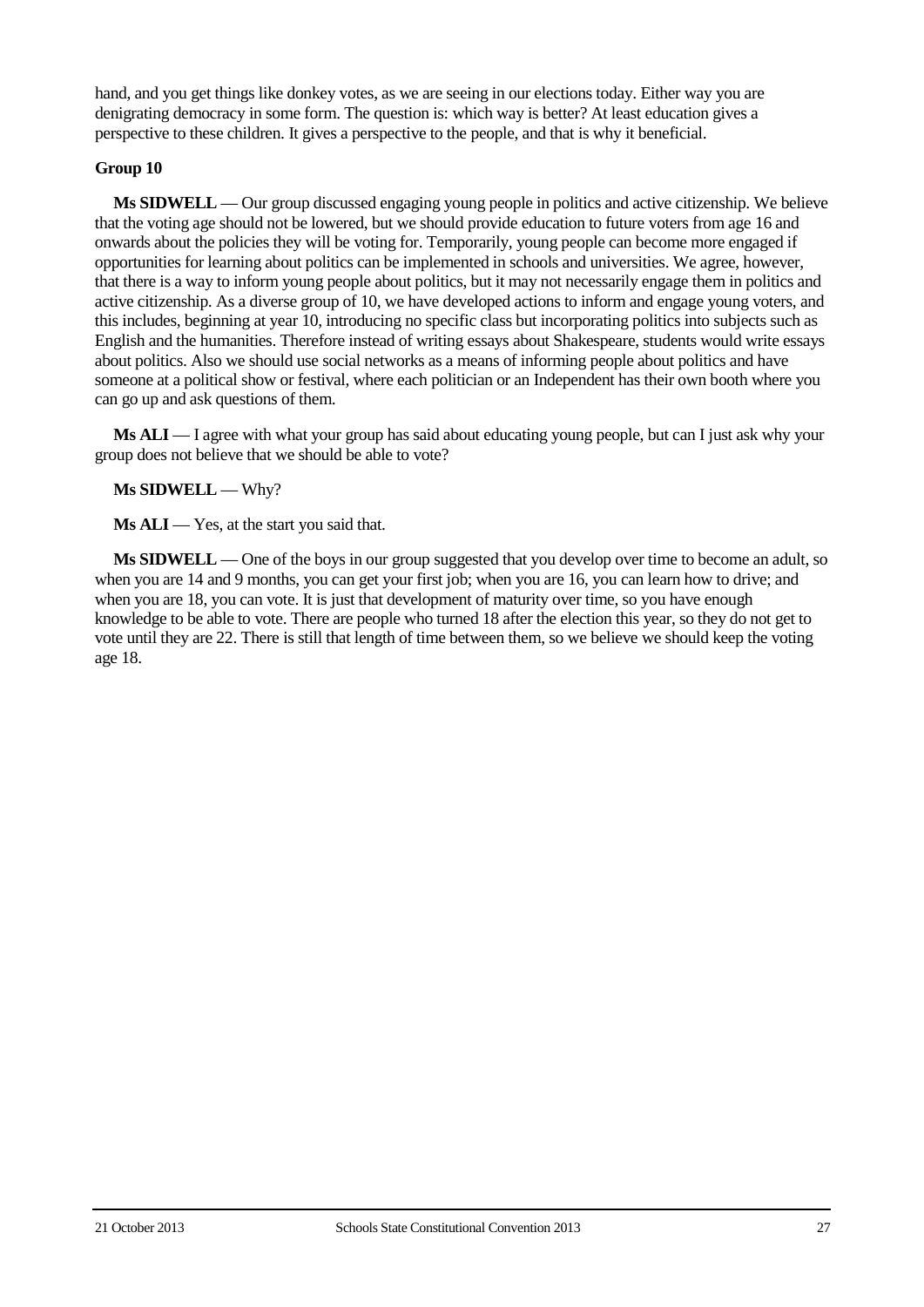hand, and you get things like donkey votes, as we are seeing in our elections today. Either way you are denigrating democracy in some form. The question is: which way is better? At least education gives a perspective to these children. It gives a perspective to the people, and that is why it beneficial.

**Group 10**

**Ms SIDWELL** — Our group discussed engaging young people in politics and active citizenship. We believe that the voting age should not be lowered, but we should provide education to future voters from age 16 and onwards about the policies they will be voting for. Temporarily, young people can become more engaged if opportunities for learning about politics can be implemented in schools and universities. We agree, however, that there is a way to inform young people about politics, but it may not necessarily engage them in politics and active citizenship. As a diverse group of 10, we have developed actions to inform and engage young voters, and this includes, beginning at year 10, introducing no specific class but incorporating politics into subjects such as English and the humanities. Therefore instead of writing essays about Shakespeare, students would write essays about politics. Also we should use social networks as a means of informing people about politics and have someone at a political show or festival, where each politician or an Independent has their own booth where you can go up and ask questions of them.

**Ms ALI** — I agree with what your group has said about educating young people, but can I just ask why your group does not believe that we should be able to vote?

**Ms SIDWELL** — Why?

**Ms ALI** — Yes, at the start you said that.

**Ms SIDWELL** — One of the boys in our group suggested that you develop over time to become an adult, so when you are 14 and 9 months, you can get your first job; when you are 16, you can learn how to drive; and when you are 18, you can vote. It is just that development of maturity over time, so you have enough knowledge to be able to vote. There are people who turned 18 after the election this year, so they do not get to vote until they are 22. There is still that length of time between them, so we believe we should keep the voting age 18.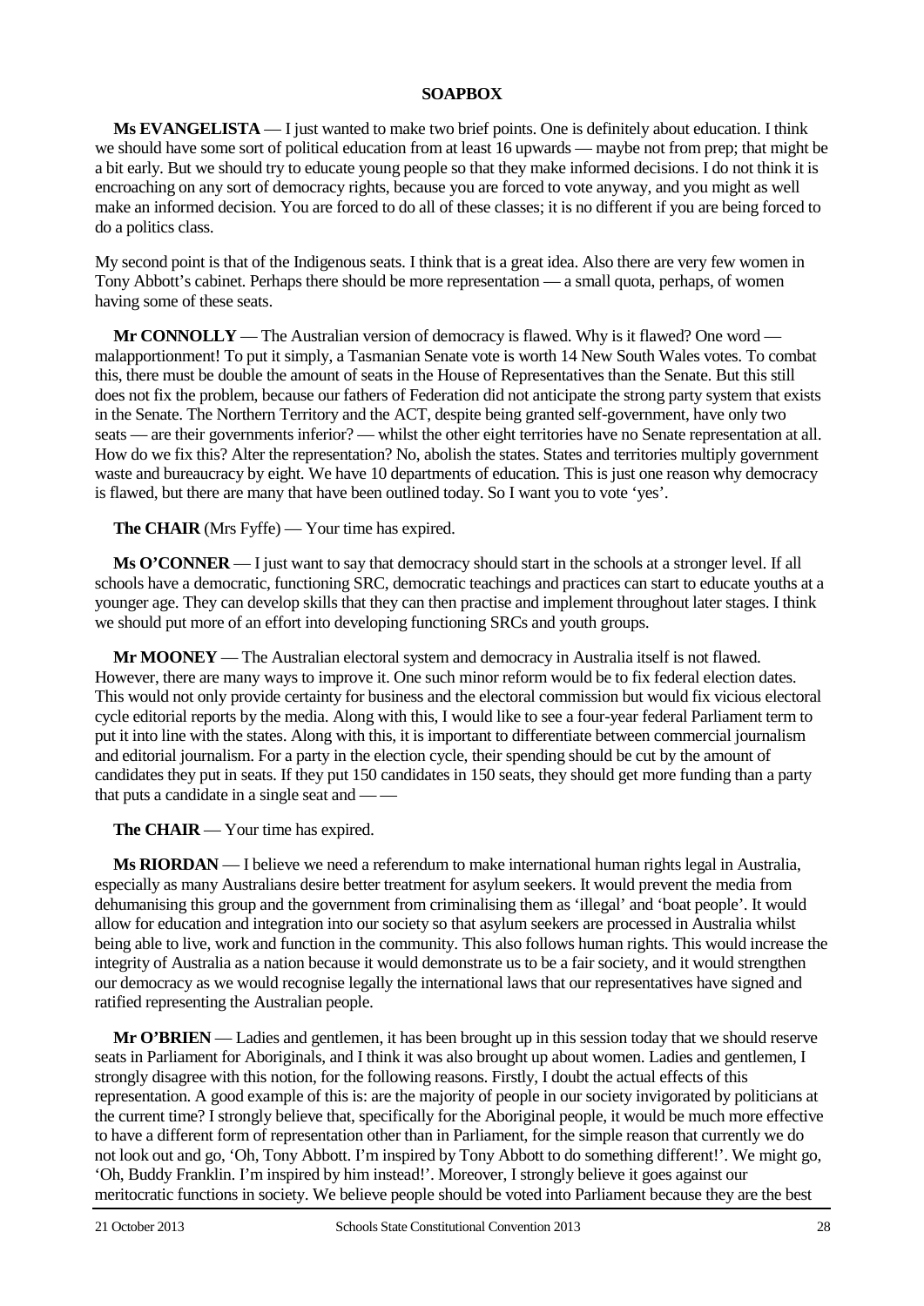**SOAPBOX**

**Ms EVANGELISTA** — I just wanted to make two brief points. One is definitely about education. I think we should have some sort of political education from at least 16 upwards — maybe not from prep; that might be a bit early. But we should try to educate young people so that they make informed decisions. I do not think it is encroaching on any sort of democracy rights, because you are forced to vote anyway, and you might as well make an informed decision. You are forced to do all of these classes; it is no different if you are being forced to do a politics class.

My second point is that of the Indigenous seats. I think that is a great idea. Also there are very few women in Tony Abbott's cabinet. Perhaps there should be more representation — a small quota, perhaps, of women having some of these seats.

**Mr CONNOLLY** — The Australian version of democracy is flawed. Why is it flawed? One word — malapportionment! To put it simply, a Tasmanian Senate vote is worth 14 New South Wales votes. To combat this, there must be double the amount of seats in the House of Representatives than the Senate. But this still does not fix the problem, because our fathers of Federation did not anticipate the strong party system that exists in the Senate. The Northern Territory and the ACT, despite being granted self-government, have only two seats — are their governments inferior? — whilst the other eight territories have no Senate representation at all. How do we fix this? Alter the representation? No, abolish the states. States and territories multiply government waste and bureaucracy by eight. We have 10 departments of education. This is just one reason why democracy is flawed, but there are many that have been outlined today. So I want you to vote 'yes'.

**The CHAIR** (Mrs Fyffe) — Your time has expired.

**Ms O'CONNER** — I just want to say that democracy should start in the schools at a stronger level. If all schools have a democratic, functioning SRC, democratic teachings and practices can start to educate youths at a younger age. They can develop skills that they can then practise and implement throughout later stages. I think we should put more of an effort into developing functioning SRCs and youth groups.

**Mr MOONEY** — The Australian electoral system and democracy in Australia itself is not flawed. However, there are many ways to improve it. One such minor reform would be to fix federal election dates. This would not only provide certainty for business and the electoral commission but would fix vicious electoral cycle editorial reports by the media. Along with this, I would like to see a four-year federal Parliament term to put it into line with the states. Along with this, it is important to differentiate between commercial journalism and editorial journalism. For a party in the election cycle, their spending should be cut by the amount of candidates they put in seats. If they put 150 candidates in 150 seats, they should get more funding than a party that puts a candidate in a single seat and — —

**The CHAIR** — Your time has expired.

**Ms RIORDAN** — I believe we need a referendum to make international human rights legal in Australia, especially as many Australians desire better treatment for asylum seekers. It would prevent the media from dehumanising this group and the government from criminalising them as 'illegal' and 'boat people'. It would allow for education and integration into our society so that asylum seekers are processed in Australia whilst being able to live, work and function in the community. This also follows human rights. This would increase the integrity of Australia as a nation because it would demonstrate us to be a fair society, and it would strengthen our democracy as we would recognise legally the international laws that our representatives have signed and ratified representing the Australian people.

**Mr O'BRIEN** — Ladies and gentlemen, it has been brought up in this session today that we should reserve seats in Parliament for Aboriginals, and I think it was also brought up about women. Ladies and gentlemen, I strongly disagree with this notion, for the following reasons. Firstly, I doubt the actual effects of this representation. A good example of this is: are the majority of people in our society invigorated by politicians at the current time? I strongly believe that, specifically for the Aboriginal people, it would be much more effective to have a different form of representation other than in Parliament, for the simple reason that currently we do not look out and go, 'Oh, Tony Abbott. I'm inspired by Tony Abbott to do something different!'. We might go, 'Oh, Buddy Franklin. I'm inspired by him instead!'. Moreover, I strongly believe it goes against our meritocratic functions in society. We believe people should be voted into Parliament because they are the best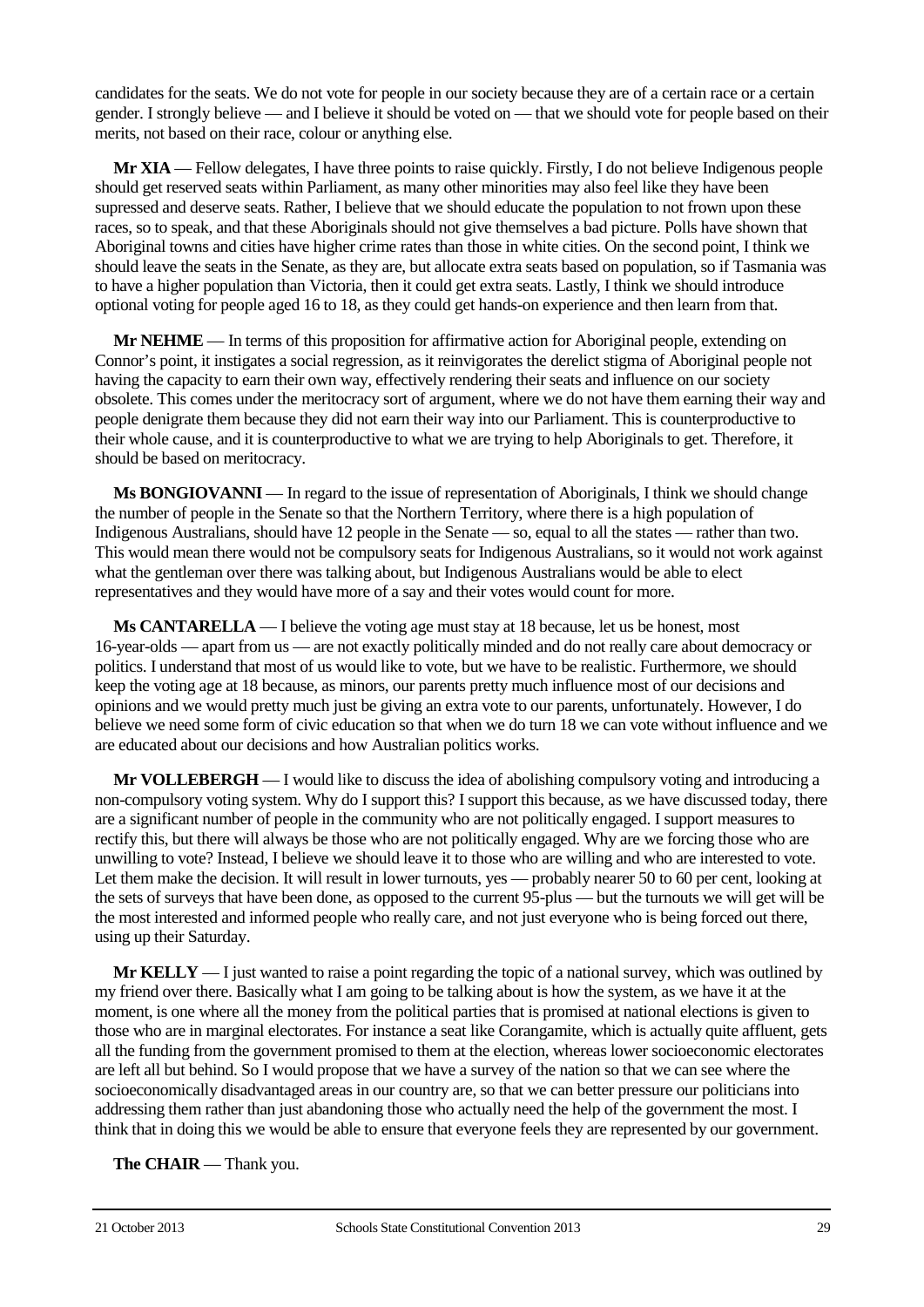candidates for the seats. We do not vote for people in our society because they are of a certain race or a certain gender. I strongly believe — and I believe it should be voted on — that we should vote for people based on their merits, not based on their race, colour or anything else.

**Mr XIA** — Fellow delegates, I have three points to raise quickly. Firstly, I do not believe Indigenous people should get reserved seats within Parliament, as many other minorities may also feel like they have been supressed and deserve seats. Rather, I believe that we should educate the population to not frown upon these races, so to speak, and that these Aboriginals should not give themselves a bad picture. Polls have shown that Aboriginal towns and cities have higher crime rates than those in white cities. On the second point, I think we should leave the seats in the Senate, as they are, but allocate extra seats based on population, so if Tasmania was to have a higher population than Victoria, then it could get extra seats. Lastly, I think we should introduce optional voting for people aged 16 to 18, as they could get hands-on experience and then learn from that.

**Mr NEHME** — In terms of this proposition for affirmative action for Aboriginal people, extending on Connor's point, it instigates a social regression, as it reinvigorates the derelict stigma of Aboriginal people not having the capacity to earn their own way, effectively rendering their seats and influence on our society obsolete. This comes under the meritocracy sort of argument, where we do not have them earning their way and people denigrate them because they did not earn their way into our Parliament. This is counterproductive to their whole cause, and it is counterproductive to what we are trying to help Aboriginals to get. Therefore, it should be based on meritocracy.

**Ms BONGIOVANNI** — In regard to the issue of representation of Aboriginals, I think we should change the number of people in the Senate so that the Northern Territory, where there is a high population of Indigenous Australians, should have 12 people in the Senate — so, equal to all the states — rather than two. This would mean there would not be compulsory seats for Indigenous Australians, so it would not work against what the gentleman over there was talking about, but Indigenous Australians would be able to elect representatives and they would have more of a say and their votes would count for more.

**Ms CANTARELLA** — I believe the voting age must stay at 18 because, let us be honest, most 16-year-olds — apart from us — are not exactly politically minded and do not really care about democracy or politics. I understand that most of us would like to vote, but we have to be realistic. Furthermore, we should keep the voting age at 18 because, as minors, our parents pretty much influence most of our decisions and opinions and we would pretty much just be giving an extra vote to our parents, unfortunately. However, I do believe we need some form of civic education so that when we do turn 18 we can vote without influence and we are educated about our decisions and how Australian politics works.

**Mr VOLLEBERGH** — I would like to discuss the idea of abolishing compulsory voting and introducing a non-compulsory voting system. Why do I support this? I support this because, as we have discussed today, there are a significant number of people in the community who are not politically engaged. I support measures to rectify this, but there will always be those who are not politically engaged. Why are we forcing those who are unwilling to vote? Instead, I believe we should leave it to those who are willing and who are interested to vote. Let them make the decision. It will result in lower turnouts, yes — probably nearer 50 to 60 per cent, looking at the sets of surveys that have been done, as opposed to the current 95-plus — but the turnouts we will get will be the most interested and informed people who really care, and not just everyone who is being forced out there, using up their Saturday.

**Mr KELLY** — I just wanted to raise a point regarding the topic of a national survey, which was outlined by my friend over there. Basically what I am going to be talking about is how the system, as we have it at the moment, is one where all the money from the political parties that is promised at national elections is given to those who are in marginal electorates. For instance a seat like Corangamite, which is actually quite affluent, gets all the funding from the government promised to them at the election, whereas lower socioeconomic electorates are left all but behind. So I would propose that we have a survey of the nation so that we can see where the socioeconomically disadvantaged areas in our country are, so that we can better pressure our politicians into addressing them rather than just abandoning those who actually need the help of the government the most. I think that in doing this we would be able to ensure that everyone feels they are represented by our government.

**The CHAIR** — Thank you.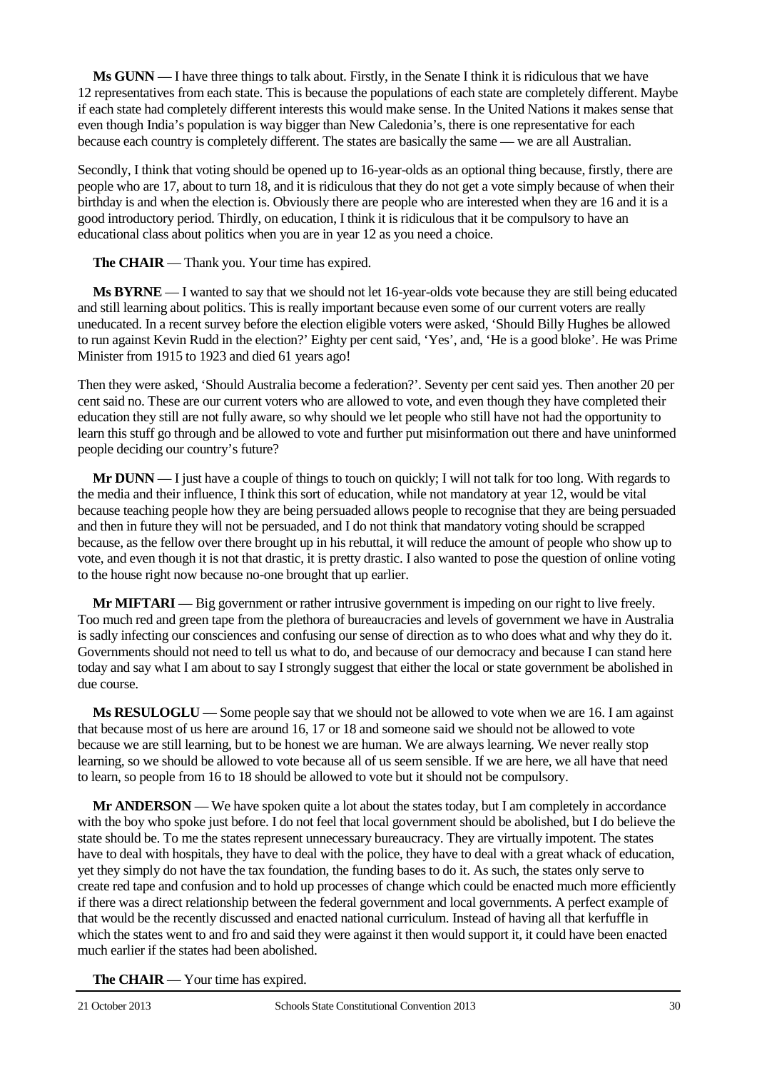**Ms GUNN** — I have three things to talk about. Firstly, in the Senate I think it is ridiculous that we have 12 representatives from each state. This is because the populations of each state are completely different. Maybe if each state had completely different interests this would make sense. In the United Nations it makes sense that even though India's population is way bigger than New Caledonia's, there is one representative for each because each country is completely different. The states are basically the same — we are all Australian.

Secondly, I think that voting should be opened up to 16-year-olds as an optional thing because, firstly, there are people who are 17, about to turn 18, and it is ridiculous that they do not get a vote simply because of when their birthday is and when the election is. Obviously there are people who are interested when they are 16 and it is a good introductory period. Thirdly, on education, I think it is ridiculous that it be compulsory to have an educational class about politics when you are in year 12 as you need a choice.

**The CHAIR** — Thank you. Your time has expired.

**Ms BYRNE** — I wanted to say that we should not let 16-year-olds vote because they are still being educated and still learning about politics. This is really important because even some of our current voters are really uneducated. In a recent survey before the election eligible voters were asked, 'Should Billy Hughes be allowed to run against Kevin Rudd in the election?' Eighty per cent said, 'Yes', and, 'He is a good bloke'. He was Prime Minister from 1915 to 1923 and died 61 years ago!

Then they were asked, 'Should Australia become a federation?'. Seventy per cent said yes. Then another 20 per cent said no. These are our current voters who are allowed to vote, and even though they have completed their education they still are not fully aware, so why should we let people who still have not had the opportunity to learn this stuff go through and be allowed to vote and further put misinformation out there and have uninformed people deciding our country's future?

**Mr DUNN** — I just have a couple of things to touch on quickly; I will not talk for too long. With regards to the media and their influence, I think this sort of education, while not mandatory at year 12, would be vital because teaching people how they are being persuaded allows people to recognise that they are being persuaded and then in future they will not be persuaded, and I do not think that mandatory voting should be scrapped because, as the fellow over there brought up in his rebuttal, it will reduce the amount of people who show up to vote, and even though it is not that drastic, it is pretty drastic. I also wanted to pose the question of online voting to the house right now because no-one brought that up earlier.

**Mr MIFTARI** — Big government or rather intrusive government is impeding on our right to live freely. Too much red and green tape from the plethora of bureaucracies and levels of government we have in Australia is sadly infecting our consciences and confusing our sense of direction as to who does what and why they do it. Governments should not need to tell us what to do, and because of our democracy and because I can stand here today and say what I am about to say I strongly suggest that either the local or state government be abolished in due course.

**Ms RESULOGLU** — Some people say that we should not be allowed to vote when we are 16. I am against that because most of us here are around 16, 17 or 18 and someone said we should not be allowed to vote because we are still learning, but to be honest we are human. We are always learning. We never really stop learning, so we should be allowed to vote because all of us seem sensible. If we are here, we all have that need to learn, so people from 16 to 18 should be allowed to vote but it should not be compulsory.

**Mr ANDERSON** — We have spoken quite a lot about the states today, but I am completely in accordance with the boy who spoke just before. I do not feel that local government should be abolished, but I do believe the state should be. To me the states represent unnecessary bureaucracy. They are virtually impotent. The states have to deal with hospitals, they have to deal with the police, they have to deal with a great whack of education, yet they simply do not have the tax foundation, the funding bases to do it. As such, the states only serve to create red tape and confusion and to hold up processes of change which could be enacted much more efficiently if there was a direct relationship between the federal government and local governments. A perfect example of that would be the recently discussed and enacted national curriculum. Instead of having all that kerfuffle in which the states went to and fro and said they were against it then would support it, it could have been enacted much earlier if the states had been abolished.

**The CHAIR** — Your time has expired.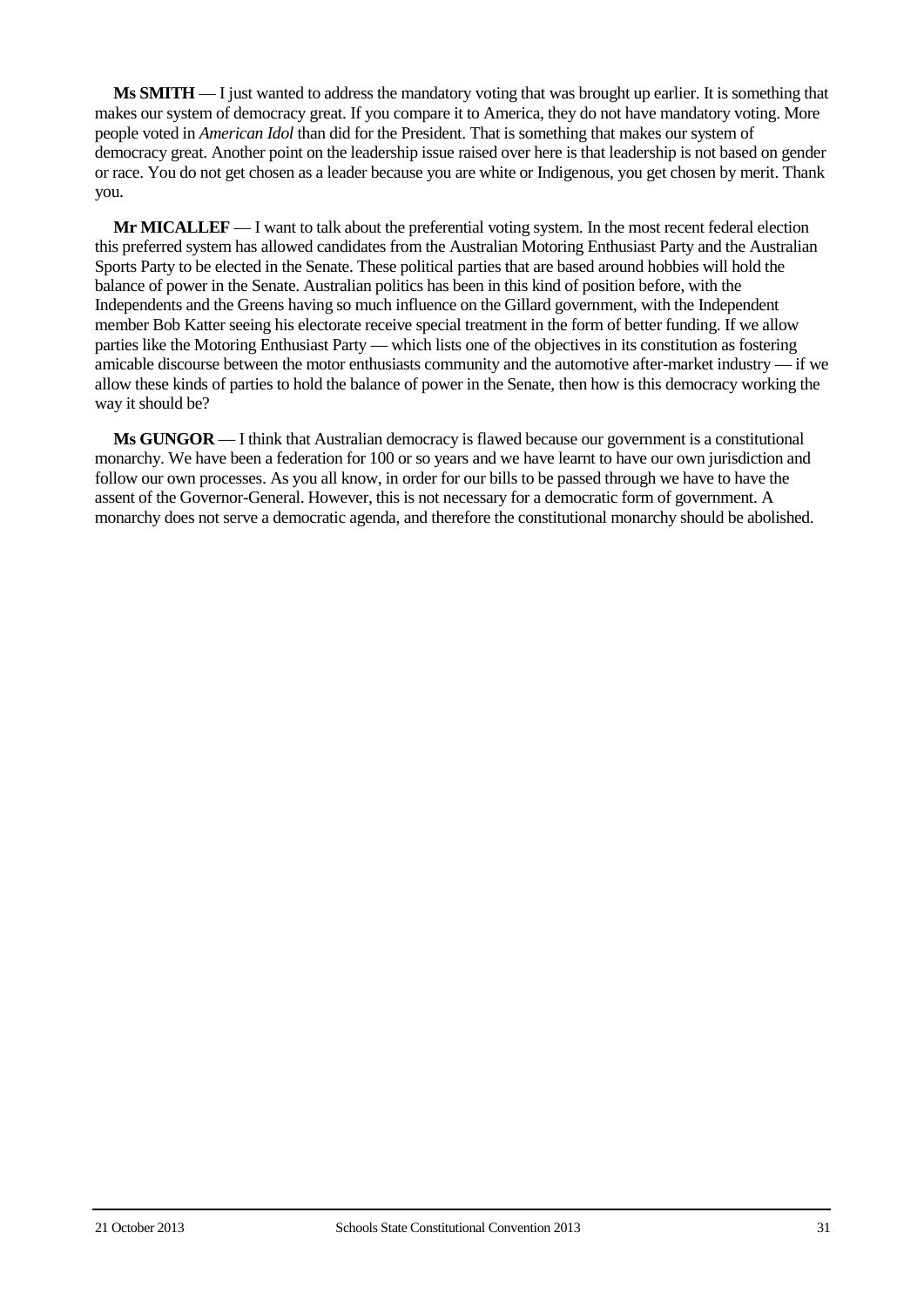**Ms SMITH** — I just wanted to address the mandatory voting that was brought up earlier. It is something that makes our system of democracy great. If you compare it to America, they do not have mandatory voting. More people voted in *American Idol* than did for the President. That is something that makes our system of democracy great. Another point on the leadership issue raised over here is that leadership is not based on gender or race. You do not get chosen as a leader because you are white or Indigenous, you get chosen by merit. Thank you.

**Mr MICALLEF** — I want to talk about the preferential voting system. In the most recent federal election this preferred system has allowed candidates from the Australian Motoring Enthusiast Party and the Australian Sports Party to be elected in the Senate. These political parties that are based around hobbies will hold the balance of power in the Senate. Australian politics has been in this kind of position before, with the Independents and the Greens having so much influence on the Gillard government, with the Independent member Bob Katter seeing his electorate receive special treatment in the form of better funding. If we allow parties like the Motoring Enthusiast Party — which lists one of the objectives in its constitution as fostering amicable discourse between the motor enthusiasts community and the automotive after-market industry — if we allow these kinds of parties to hold the balance of power in the Senate, then how is this democracy working the way it should be?

**Ms GUNGOR** — I think that Australian democracy is flawed because our government is a constitutional monarchy. We have been a federation for 100 or so years and we have learnt to have our own jurisdiction and follow our own processes. As you all know, in order for our bills to be passed through we have to have the assent of the Governor-General. However, this is not necessary for a democratic form of government. A monarchy does not serve a democratic agenda, and therefore the constitutional monarchy should be abolished.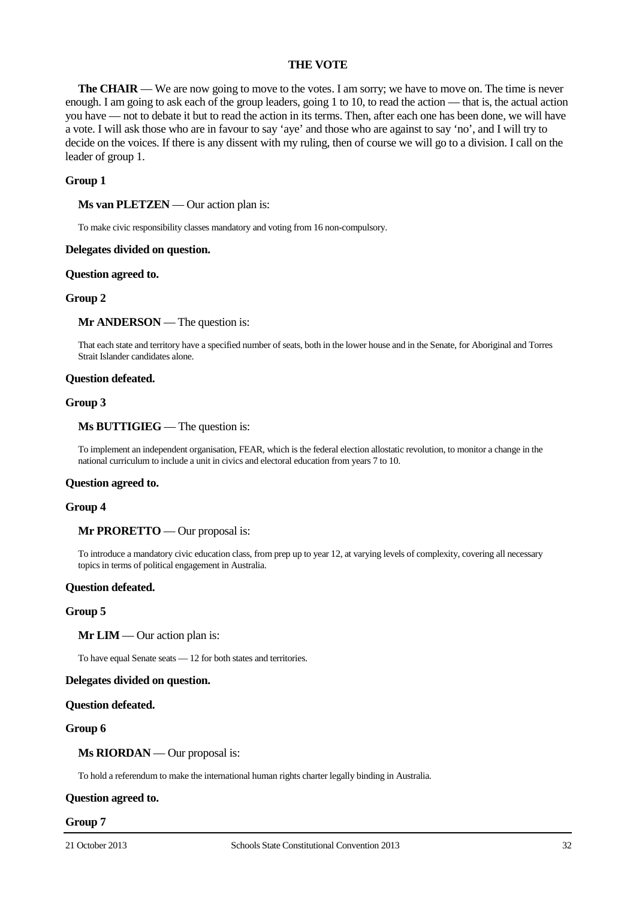## THE VOTE

**The CHAIR** — We are now going to move to the votes. I am sorry; we have to move on. The time is never enough. I am going to ask each of the group leaders, going 1 to 10, to read the action — that is, the actual action you have — not to debate it but to read the action in its terms. Then, after each one has been done, we will have a vote. I will ask those who are in favour to say 'aye' and those who are against to say 'no', and I will try to decide on the voices. If there is any dissent with my ruling, then of course we will go to a division. I call on the leader of group 1.

### Group 1

**Ms van PLETZEN** — Our action plan is:

> To make civic responsibility classes mandatory and voting from 16 non-compulsory.

**Delegates divided on question.**

**Question agreed to.**

### Group 2

**Mr ANDERSON** — The question is:

> That each state and territory have a specified number of seats, both in the lower house and in the Senate, for Aboriginal and Torres Strait Islander candidates alone.

**Question defeated.**

### Group 3

**Ms BUTTIGIEG** — The question is:

> To implement an independent organisation, FEAR, which is the federal election allostatic revolution, to monitor a change in the national curriculum to include a unit in civics and electoral education from years 7 to 10.

**Question agreed to.**

### Group 4

**Mr PRORETTO** — Our proposal is:

> To introduce a mandatory civic education class, from prep up to year 12, at varying levels of complexity, covering all necessary topics in terms of political engagement in Australia.

**Question defeated.**

### Group 5

**Mr LIM** — Our action plan is:

> To have equal Senate seats — 12 for both states and territories.

**Delegates divided on question.**

**Question defeated.**

### Group 6

**Ms RIORDAN** — Our proposal is:

> To hold a referendum to make the international human rights charter legally binding in Australia.

**Question agreed to.**

### Group 7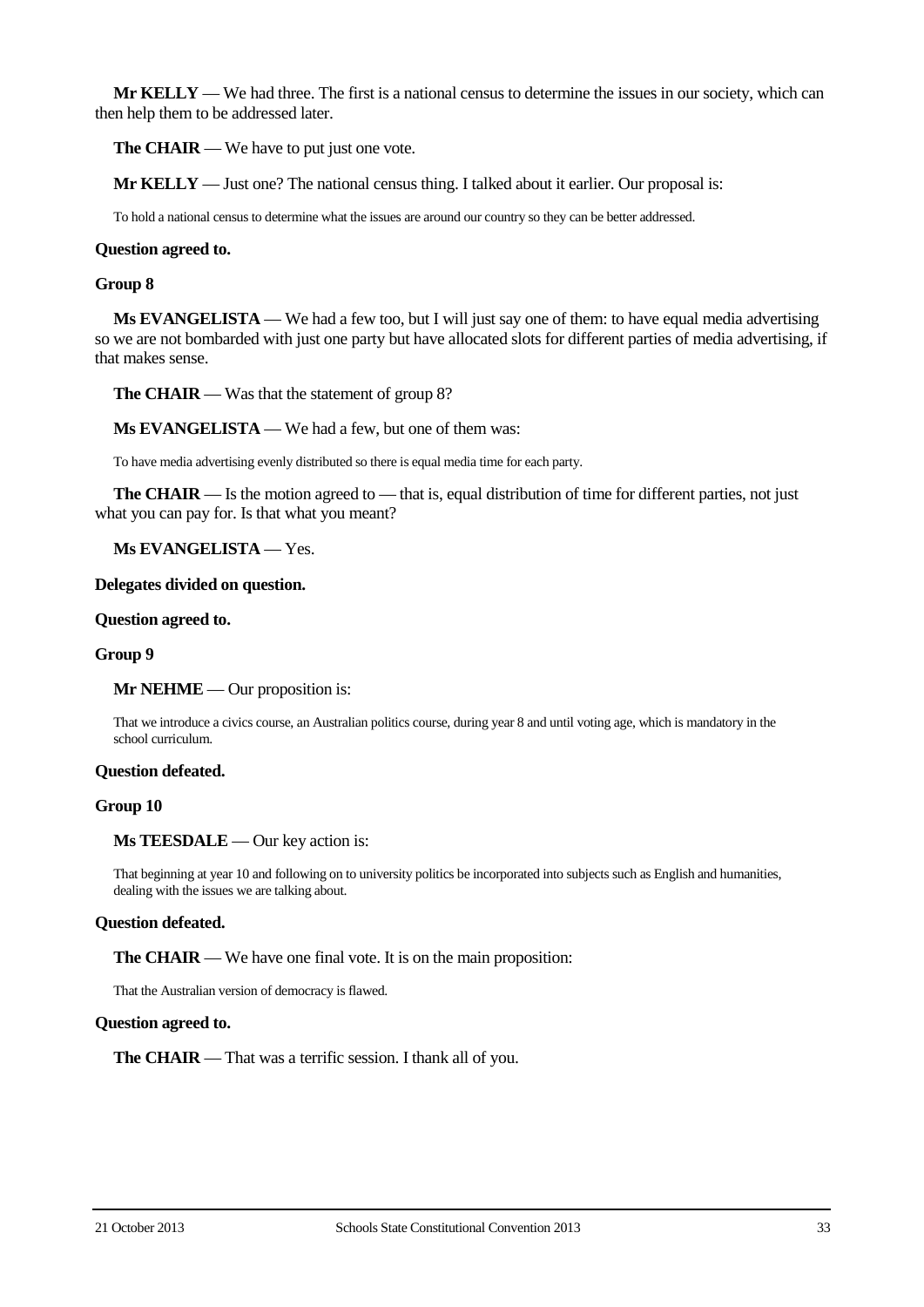**Mr KELLY** — We had three. The first is a national census to determine the issues in our society, which can then help them to be addressed later.

**The CHAIR** — We have to put just one vote.

**Mr KELLY** — Just one? The national census thing. I talked about it earlier. Our proposal is:

> To hold a national census to determine what the issues are around our country so they can be better addressed.

**Question agreed to.**

**Group 8**

**Ms EVANGELISTA** — We had a few too, but I will just say one of them: to have equal media advertising so we are not bombarded with just one party but have allocated slots for different parties of media advertising, if that makes sense.

**The CHAIR** — Was that the statement of group 8?

**Ms EVANGELISTA** — We had a few, but one of them was:

> To have media advertising evenly distributed so there is equal media time for each party.

**The CHAIR** — Is the motion agreed to — that is, equal distribution of time for different parties, not just what you can pay for. Is that what you meant?

**Ms EVANGELISTA** — Yes.

**Delegates divided on question.**

**Question agreed to.**

**Group 9**

**Mr NEHME** — Our proposition is:

> That we introduce a civics course, an Australian politics course, during year 8 and until voting age, which is mandatory in the school curriculum.

**Question defeated.**

**Group 10**

**Ms TEESDALE** — Our key action is:

> That beginning at year 10 and following on to university politics be incorporated into subjects such as English and humanities, dealing with the issues we are talking about.

**Question defeated.**

**The CHAIR** — We have one final vote. It is on the main proposition:

> That the Australian version of democracy is flawed.

**Question agreed to.**

**The CHAIR** — That was a terrific session. I thank all of you.